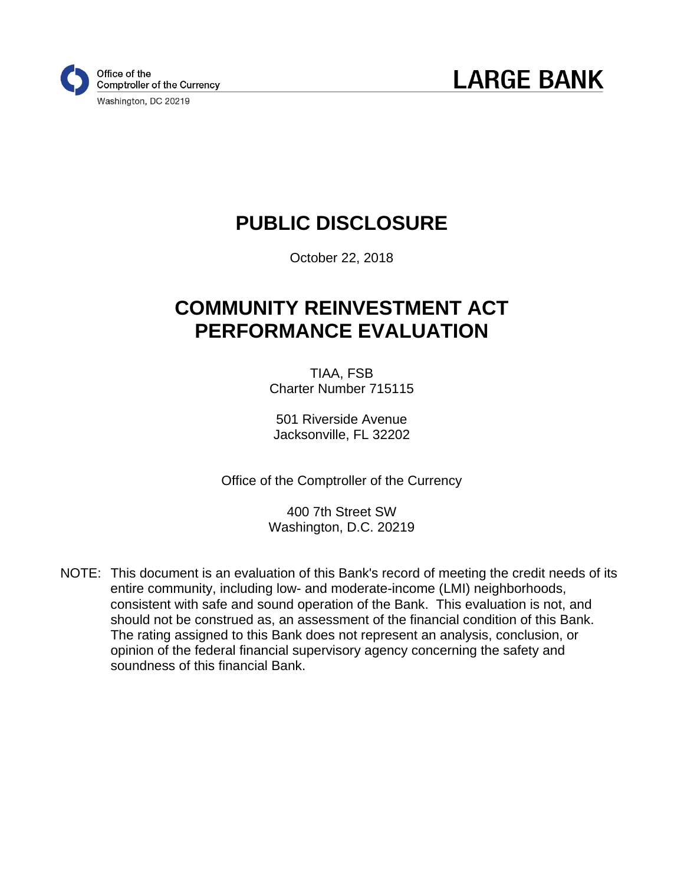Office of the
Comptroller of the Currency
Washington, DC 20219

**LARGE BANK**

# PUBLIC DISCLOSURE

October 22, 2018

# COMMUNITY REINVESTMENT ACT PERFORMANCE EVALUATION

TIAA, FSB
Charter Number 715115

501 Riverside Avenue
Jacksonville, FL 32202

Office of the Comptroller of the Currency

400 7th Street SW
Washington, D.C. 20219

NOTE: This document is an evaluation of this Bank's record of meeting the credit needs of its entire community, including low- and moderate-income (LMI) neighborhoods, consistent with safe and sound operation of the Bank. This evaluation is not, and should not be construed as, an assessment of the financial condition of this Bank. The rating assigned to this Bank does not represent an analysis, conclusion, or opinion of the federal financial supervisory agency concerning the safety and soundness of this financial Bank.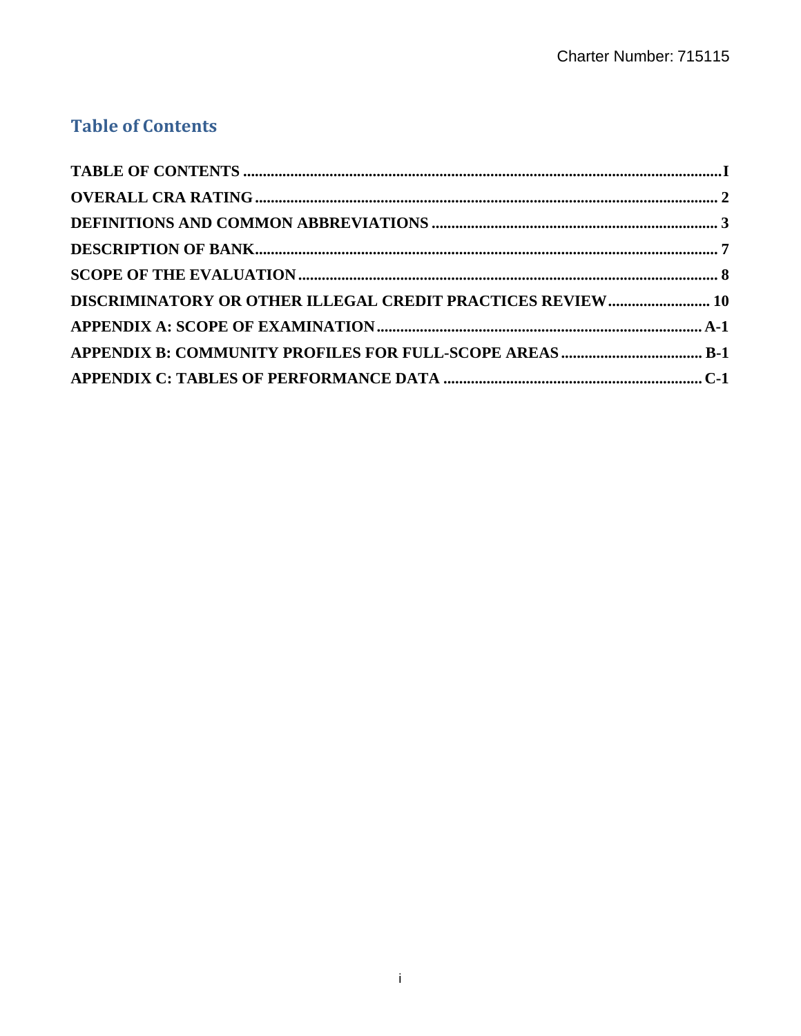# Table of Contents

| | |
|---|---|
| **TABLE OF CONTENTS** | **I** |
| **OVERALL CRA RATING** | **2** |
| **DEFINITIONS AND COMMON ABBREVIATIONS** | **3** |
| **DESCRIPTION OF BANK** | **7** |
| **SCOPE OF THE EVALUATION** | **8** |
| **DISCRIMINATORY OR OTHER ILLEGAL CREDIT PRACTICES REVIEW** | **10** |
| **APPENDIX A: SCOPE OF EXAMINATION** | **A-1** |
| **APPENDIX B: COMMUNITY PROFILES FOR FULL-SCOPE AREAS** | **B-1** |
| **APPENDIX C: TABLES OF PERFORMANCE DATA** | **C-1** |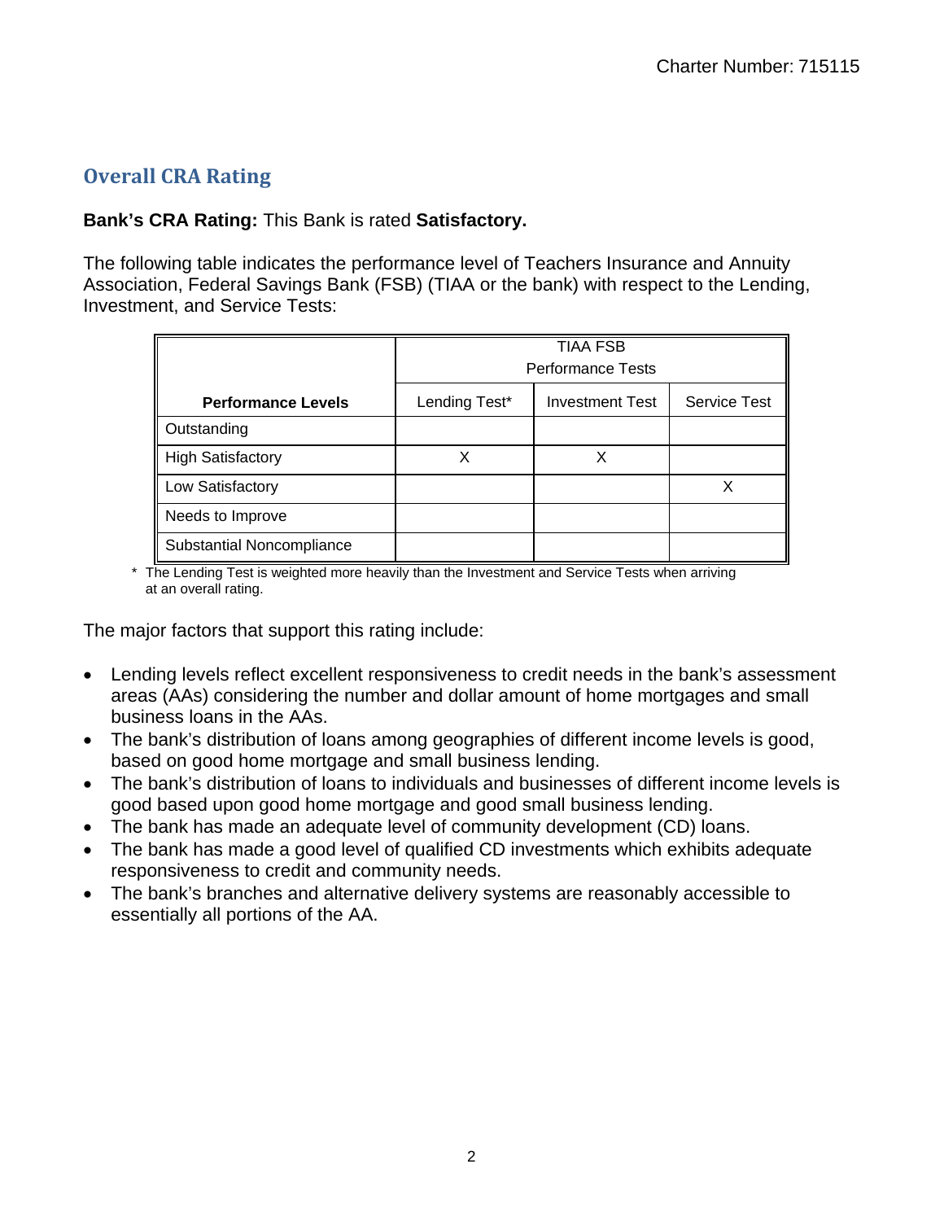## Overall CRA Rating

**Bank's CRA Rating:** This Bank is rated **Satisfactory.**

The following table indicates the performance level of Teachers Insurance and Annuity Association, Federal Savings Bank (FSB) (TIAA or the bank) with respect to the Lending, Investment, and Service Tests:

| | TIAA FSB Performance Tests | | |
|---|---|---|---|
| **Performance Levels** | Lending Test* | Investment Test | Service Test |
| Outstanding | | | |
| High Satisfactory | X | X | |
| Low Satisfactory | | | X |
| Needs to Improve | | | |
| Substantial Noncompliance | | | |

\* The Lending Test is weighted more heavily than the Investment and Service Tests when arriving at an overall rating.

The major factors that support this rating include:

- Lending levels reflect excellent responsiveness to credit needs in the bank's assessment areas (AAs) considering the number and dollar amount of home mortgages and small business loans in the AAs.
- The bank's distribution of loans among geographies of different income levels is good, based on good home mortgage and small business lending.
- The bank's distribution of loans to individuals and businesses of different income levels is good based upon good home mortgage and good small business lending.
- The bank has made an adequate level of community development (CD) loans.
- The bank has made a good level of qualified CD investments which exhibits adequate responsiveness to credit and community needs.
- The bank's branches and alternative delivery systems are reasonably accessible to essentially all portions of the AA.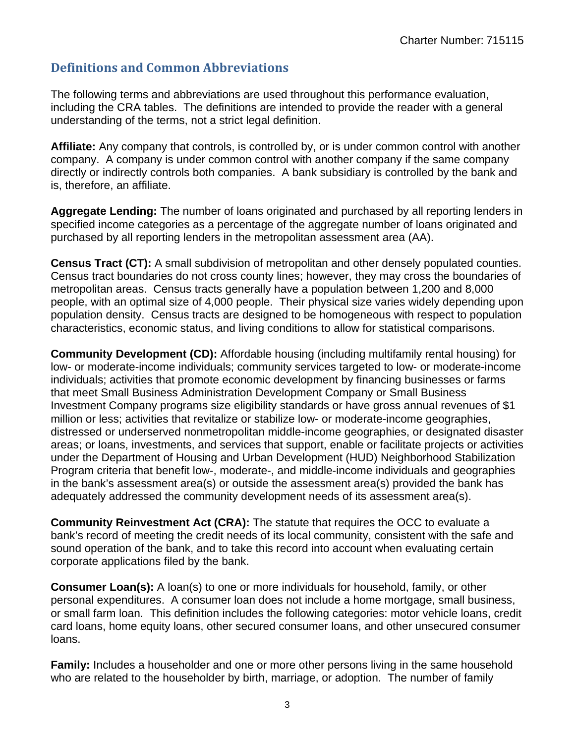## Definitions and Common Abbreviations

The following terms and abbreviations are used throughout this performance evaluation, including the CRA tables. The definitions are intended to provide the reader with a general understanding of the terms, not a strict legal definition.

**Affiliate:** Any company that controls, is controlled by, or is under common control with another company. A company is under common control with another company if the same company directly or indirectly controls both companies. A bank subsidiary is controlled by the bank and is, therefore, an affiliate.

**Aggregate Lending:** The number of loans originated and purchased by all reporting lenders in specified income categories as a percentage of the aggregate number of loans originated and purchased by all reporting lenders in the metropolitan assessment area (AA).

**Census Tract (CT):** A small subdivision of metropolitan and other densely populated counties. Census tract boundaries do not cross county lines; however, they may cross the boundaries of metropolitan areas. Census tracts generally have a population between 1,200 and 8,000 people, with an optimal size of 4,000 people. Their physical size varies widely depending upon population density. Census tracts are designed to be homogeneous with respect to population characteristics, economic status, and living conditions to allow for statistical comparisons.

**Community Development (CD):** Affordable housing (including multifamily rental housing) for low- or moderate-income individuals; community services targeted to low- or moderate-income individuals; activities that promote economic development by financing businesses or farms that meet Small Business Administration Development Company or Small Business Investment Company programs size eligibility standards or have gross annual revenues of $1 million or less; activities that revitalize or stabilize low- or moderate-income geographies, distressed or underserved nonmetropolitan middle-income geographies, or designated disaster areas; or loans, investments, and services that support, enable or facilitate projects or activities under the Department of Housing and Urban Development (HUD) Neighborhood Stabilization Program criteria that benefit low-, moderate-, and middle-income individuals and geographies in the bank's assessment area(s) or outside the assessment area(s) provided the bank has adequately addressed the community development needs of its assessment area(s).

**Community Reinvestment Act (CRA):** The statute that requires the OCC to evaluate a bank's record of meeting the credit needs of its local community, consistent with the safe and sound operation of the bank, and to take this record into account when evaluating certain corporate applications filed by the bank.

**Consumer Loan(s):** A loan(s) to one or more individuals for household, family, or other personal expenditures. A consumer loan does not include a home mortgage, small business, or small farm loan. This definition includes the following categories: motor vehicle loans, credit card loans, home equity loans, other secured consumer loans, and other unsecured consumer loans.

**Family:** Includes a householder and one or more other persons living in the same household who are related to the householder by birth, marriage, or adoption. The number of family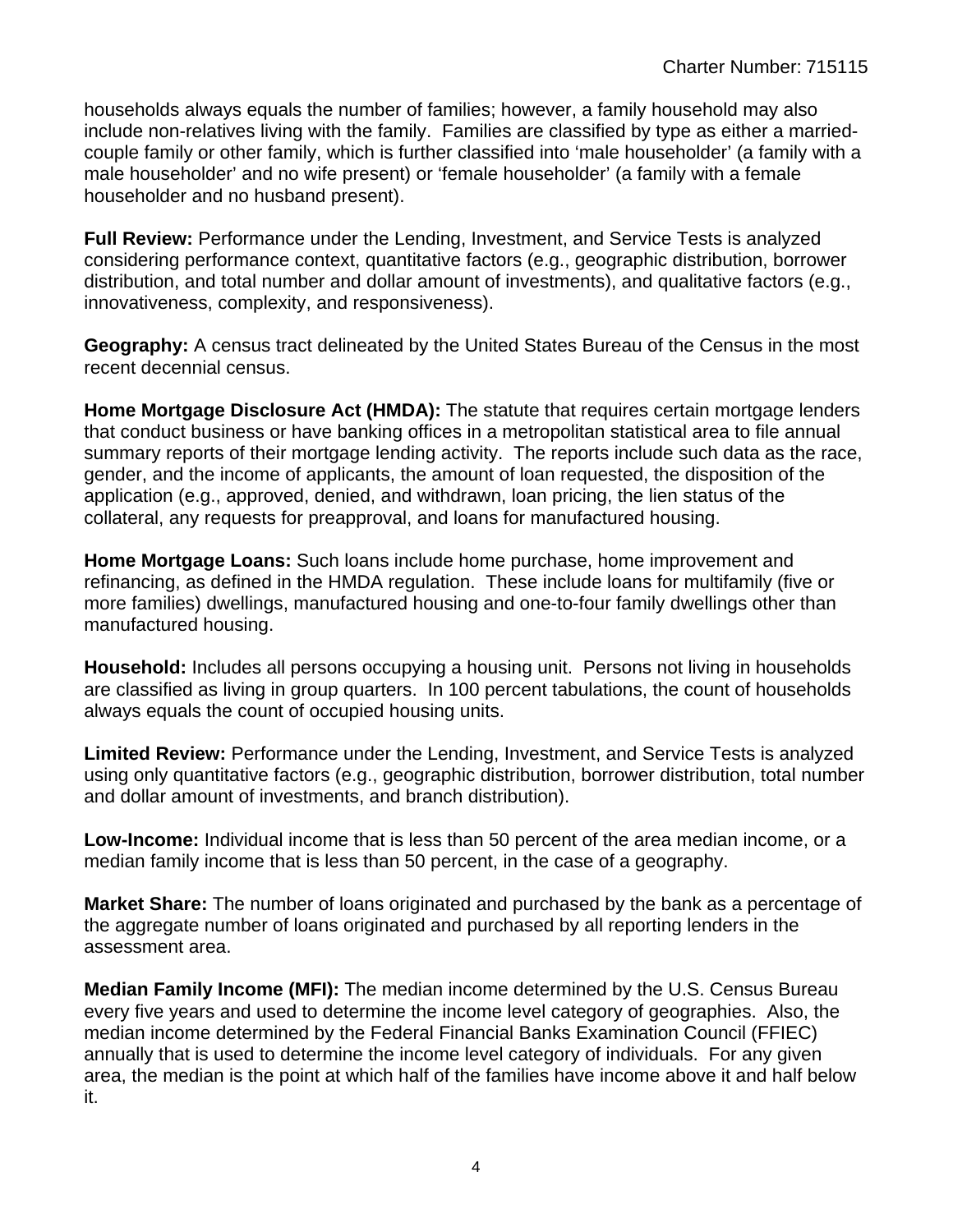households always equals the number of families; however, a family household may also include non-relatives living with the family. Families are classified by type as either a married-couple family or other family, which is further classified into 'male householder' (a family with a male householder' and no wife present) or 'female householder' (a family with a female householder and no husband present).

**Full Review:** Performance under the Lending, Investment, and Service Tests is analyzed considering performance context, quantitative factors (e.g., geographic distribution, borrower distribution, and total number and dollar amount of investments), and qualitative factors (e.g., innovativeness, complexity, and responsiveness).

**Geography:** A census tract delineated by the United States Bureau of the Census in the most recent decennial census.

**Home Mortgage Disclosure Act (HMDA):** The statute that requires certain mortgage lenders that conduct business or have banking offices in a metropolitan statistical area to file annual summary reports of their mortgage lending activity. The reports include such data as the race, gender, and the income of applicants, the amount of loan requested, the disposition of the application (e.g., approved, denied, and withdrawn, loan pricing, the lien status of the collateral, any requests for preapproval, and loans for manufactured housing.

**Home Mortgage Loans:** Such loans include home purchase, home improvement and refinancing, as defined in the HMDA regulation. These include loans for multifamily (five or more families) dwellings, manufactured housing and one-to-four family dwellings other than manufactured housing.

**Household:** Includes all persons occupying a housing unit. Persons not living in households are classified as living in group quarters. In 100 percent tabulations, the count of households always equals the count of occupied housing units.

**Limited Review:** Performance under the Lending, Investment, and Service Tests is analyzed using only quantitative factors (e.g., geographic distribution, borrower distribution, total number and dollar amount of investments, and branch distribution).

**Low-Income:** Individual income that is less than 50 percent of the area median income, or a median family income that is less than 50 percent, in the case of a geography.

**Market Share:** The number of loans originated and purchased by the bank as a percentage of the aggregate number of loans originated and purchased by all reporting lenders in the assessment area.

**Median Family Income (MFI):** The median income determined by the U.S. Census Bureau every five years and used to determine the income level category of geographies. Also, the median income determined by the Federal Financial Banks Examination Council (FFIEC) annually that is used to determine the income level category of individuals. For any given area, the median is the point at which half of the families have income above it and half below it.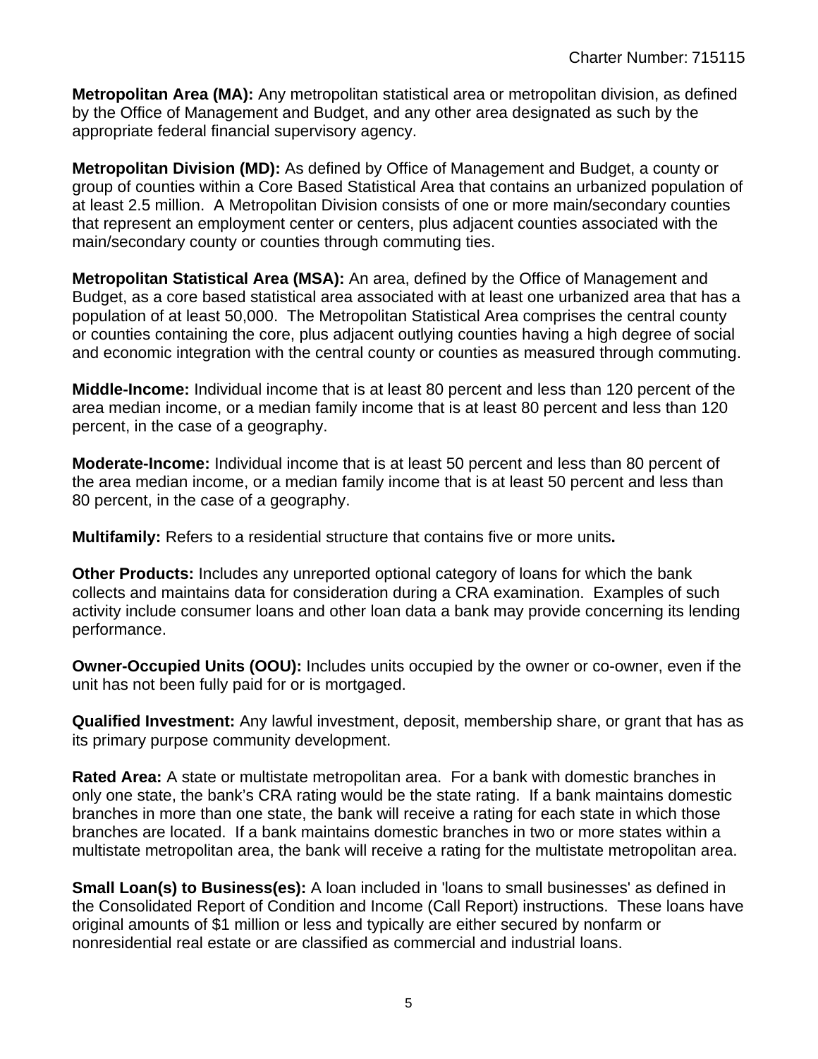**Metropolitan Area (MA):** Any metropolitan statistical area or metropolitan division, as defined by the Office of Management and Budget, and any other area designated as such by the appropriate federal financial supervisory agency.

**Metropolitan Division (MD):** As defined by Office of Management and Budget, a county or group of counties within a Core Based Statistical Area that contains an urbanized population of at least 2.5 million. A Metropolitan Division consists of one or more main/secondary counties that represent an employment center or centers, plus adjacent counties associated with the main/secondary county or counties through commuting ties.

**Metropolitan Statistical Area (MSA):** An area, defined by the Office of Management and Budget, as a core based statistical area associated with at least one urbanized area that has a population of at least 50,000. The Metropolitan Statistical Area comprises the central county or counties containing the core, plus adjacent outlying counties having a high degree of social and economic integration with the central county or counties as measured through commuting.

**Middle-Income:** Individual income that is at least 80 percent and less than 120 percent of the area median income, or a median family income that is at least 80 percent and less than 120 percent, in the case of a geography.

**Moderate-Income:** Individual income that is at least 50 percent and less than 80 percent of the area median income, or a median family income that is at least 50 percent and less than 80 percent, in the case of a geography.

**Multifamily:** Refers to a residential structure that contains five or more units**.**

**Other Products:** Includes any unreported optional category of loans for which the bank collects and maintains data for consideration during a CRA examination. Examples of such activity include consumer loans and other loan data a bank may provide concerning its lending performance.

**Owner-Occupied Units (OOU):** Includes units occupied by the owner or co-owner, even if the unit has not been fully paid for or is mortgaged.

**Qualified Investment:** Any lawful investment, deposit, membership share, or grant that has as its primary purpose community development.

**Rated Area:** A state or multistate metropolitan area. For a bank with domestic branches in only one state, the bank's CRA rating would be the state rating. If a bank maintains domestic branches in more than one state, the bank will receive a rating for each state in which those branches are located. If a bank maintains domestic branches in two or more states within a multistate metropolitan area, the bank will receive a rating for the multistate metropolitan area.

**Small Loan(s) to Business(es):** A loan included in 'loans to small businesses' as defined in the Consolidated Report of Condition and Income (Call Report) instructions. These loans have original amounts of $1 million or less and typically are either secured by nonfarm or nonresidential real estate or are classified as commercial and industrial loans.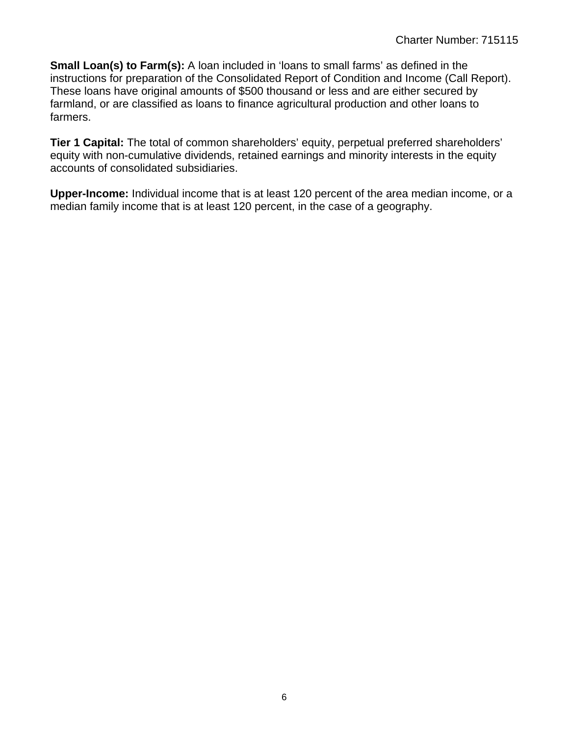**Small Loan(s) to Farm(s):** A loan included in 'loans to small farms' as defined in the instructions for preparation of the Consolidated Report of Condition and Income (Call Report). These loans have original amounts of $500 thousand or less and are either secured by farmland, or are classified as loans to finance agricultural production and other loans to farmers.

**Tier 1 Capital:** The total of common shareholders' equity, perpetual preferred shareholders' equity with non-cumulative dividends, retained earnings and minority interests in the equity accounts of consolidated subsidiaries.

**Upper-Income:** Individual income that is at least 120 percent of the area median income, or a median family income that is at least 120 percent, in the case of a geography.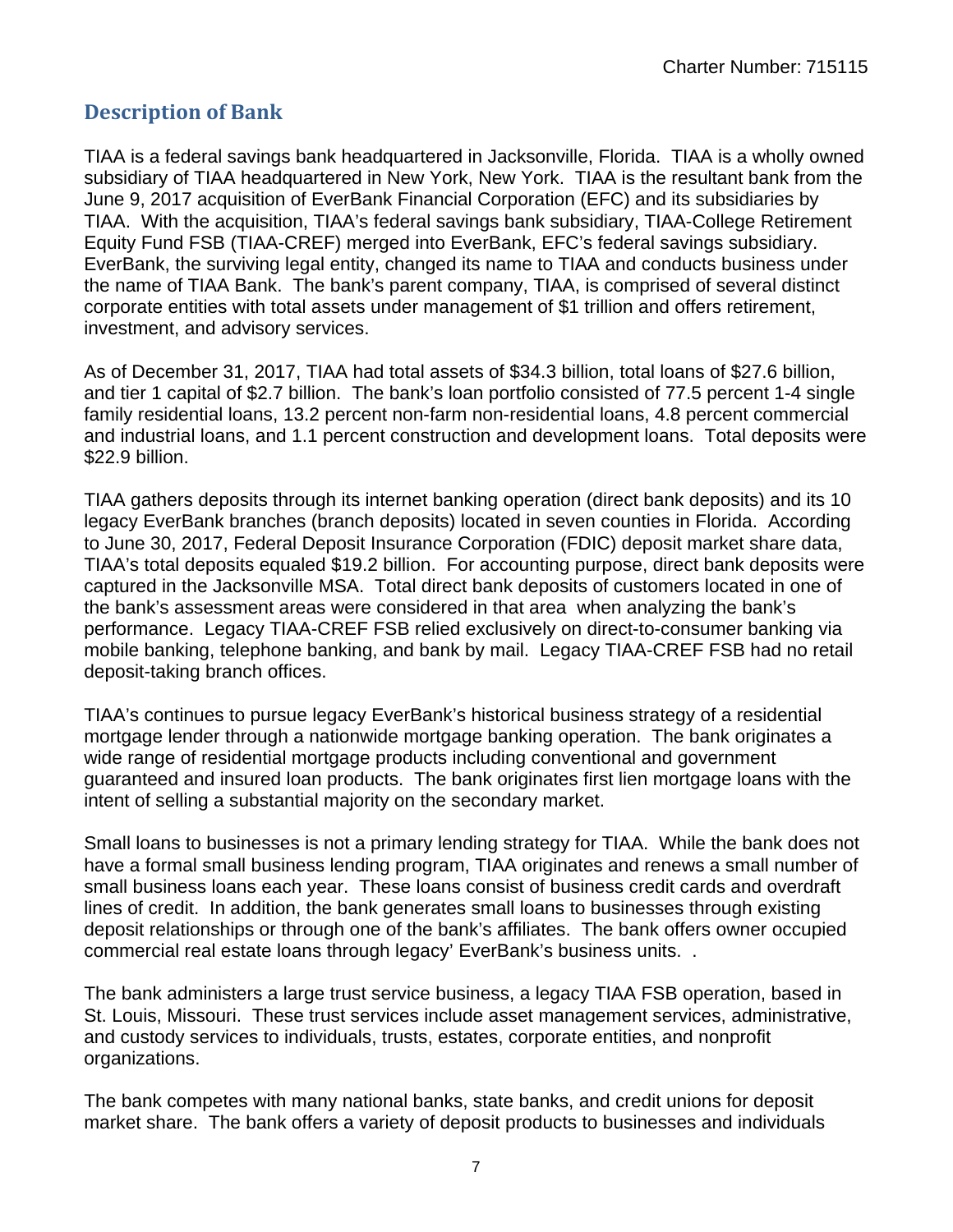## Description of Bank

TIAA is a federal savings bank headquartered in Jacksonville, Florida. TIAA is a wholly owned subsidiary of TIAA headquartered in New York, New York. TIAA is the resultant bank from the June 9, 2017 acquisition of EverBank Financial Corporation (EFC) and its subsidiaries by TIAA. With the acquisition, TIAA's federal savings bank subsidiary, TIAA-College Retirement Equity Fund FSB (TIAA-CREF) merged into EverBank, EFC's federal savings subsidiary. EverBank, the surviving legal entity, changed its name to TIAA and conducts business under the name of TIAA Bank. The bank's parent company, TIAA, is comprised of several distinct corporate entities with total assets under management of $1 trillion and offers retirement, investment, and advisory services.

As of December 31, 2017, TIAA had total assets of $34.3 billion, total loans of $27.6 billion, and tier 1 capital of $2.7 billion. The bank's loan portfolio consisted of 77.5 percent 1-4 single family residential loans, 13.2 percent non-farm non-residential loans, 4.8 percent commercial and industrial loans, and 1.1 percent construction and development loans. Total deposits were $22.9 billion.

TIAA gathers deposits through its internet banking operation (direct bank deposits) and its 10 legacy EverBank branches (branch deposits) located in seven counties in Florida. According to June 30, 2017, Federal Deposit Insurance Corporation (FDIC) deposit market share data, TIAA's total deposits equaled $19.2 billion. For accounting purpose, direct bank deposits were captured in the Jacksonville MSA. Total direct bank deposits of customers located in one of the bank's assessment areas were considered in that area when analyzing the bank's performance. Legacy TIAA-CREF FSB relied exclusively on direct-to-consumer banking via mobile banking, telephone banking, and bank by mail. Legacy TIAA-CREF FSB had no retail deposit-taking branch offices.

TIAA's continues to pursue legacy EverBank's historical business strategy of a residential mortgage lender through a nationwide mortgage banking operation. The bank originates a wide range of residential mortgage products including conventional and government guaranteed and insured loan products. The bank originates first lien mortgage loans with the intent of selling a substantial majority on the secondary market.

Small loans to businesses is not a primary lending strategy for TIAA. While the bank does not have a formal small business lending program, TIAA originates and renews a small number of small business loans each year. These loans consist of business credit cards and overdraft lines of credit. In addition, the bank generates small loans to businesses through existing deposit relationships or through one of the bank's affiliates. The bank offers owner occupied commercial real estate loans through legacy' EverBank's business units. .

The bank administers a large trust service business, a legacy TIAA FSB operation, based in St. Louis, Missouri. These trust services include asset management services, administrative, and custody services to individuals, trusts, estates, corporate entities, and nonprofit organizations.

The bank competes with many national banks, state banks, and credit unions for deposit market share. The bank offers a variety of deposit products to businesses and individuals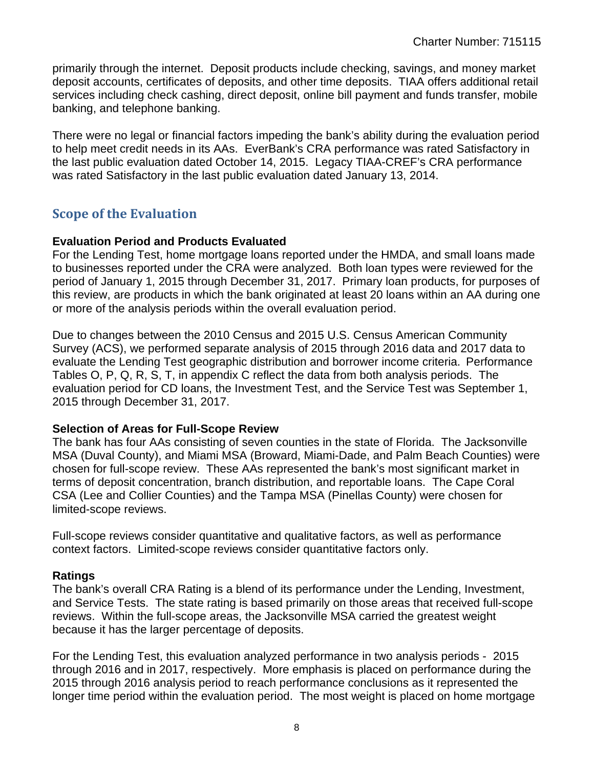primarily through the internet. Deposit products include checking, savings, and money market deposit accounts, certificates of deposits, and other time deposits. TIAA offers additional retail services including check cashing, direct deposit, online bill payment and funds transfer, mobile banking, and telephone banking.

There were no legal or financial factors impeding the bank's ability during the evaluation period to help meet credit needs in its AAs. EverBank's CRA performance was rated Satisfactory in the last public evaluation dated October 14, 2015. Legacy TIAA-CREF's CRA performance was rated Satisfactory in the last public evaluation dated January 13, 2014.

## Scope of the Evaluation

**Evaluation Period and Products Evaluated**

For the Lending Test, home mortgage loans reported under the HMDA, and small loans made to businesses reported under the CRA were analyzed. Both loan types were reviewed for the period of January 1, 2015 through December 31, 2017. Primary loan products, for purposes of this review, are products in which the bank originated at least 20 loans within an AA during one or more of the analysis periods within the overall evaluation period.

Due to changes between the 2010 Census and 2015 U.S. Census American Community Survey (ACS), we performed separate analysis of 2015 through 2016 data and 2017 data to evaluate the Lending Test geographic distribution and borrower income criteria. Performance Tables O, P, Q, R, S, T, in appendix C reflect the data from both analysis periods. The evaluation period for CD loans, the Investment Test, and the Service Test was September 1, 2015 through December 31, 2017.

**Selection of Areas for Full-Scope Review**

The bank has four AAs consisting of seven counties in the state of Florida. The Jacksonville MSA (Duval County), and Miami MSA (Broward, Miami-Dade, and Palm Beach Counties) were chosen for full-scope review. These AAs represented the bank's most significant market in terms of deposit concentration, branch distribution, and reportable loans. The Cape Coral CSA (Lee and Collier Counties) and the Tampa MSA (Pinellas County) were chosen for limited-scope reviews.

Full-scope reviews consider quantitative and qualitative factors, as well as performance context factors. Limited-scope reviews consider quantitative factors only.

**Ratings**

The bank's overall CRA Rating is a blend of its performance under the Lending, Investment, and Service Tests. The state rating is based primarily on those areas that received full-scope reviews. Within the full-scope areas, the Jacksonville MSA carried the greatest weight because it has the larger percentage of deposits.

For the Lending Test, this evaluation analyzed performance in two analysis periods - 2015 through 2016 and in 2017, respectively. More emphasis is placed on performance during the 2015 through 2016 analysis period to reach performance conclusions as it represented the longer time period within the evaluation period. The most weight is placed on home mortgage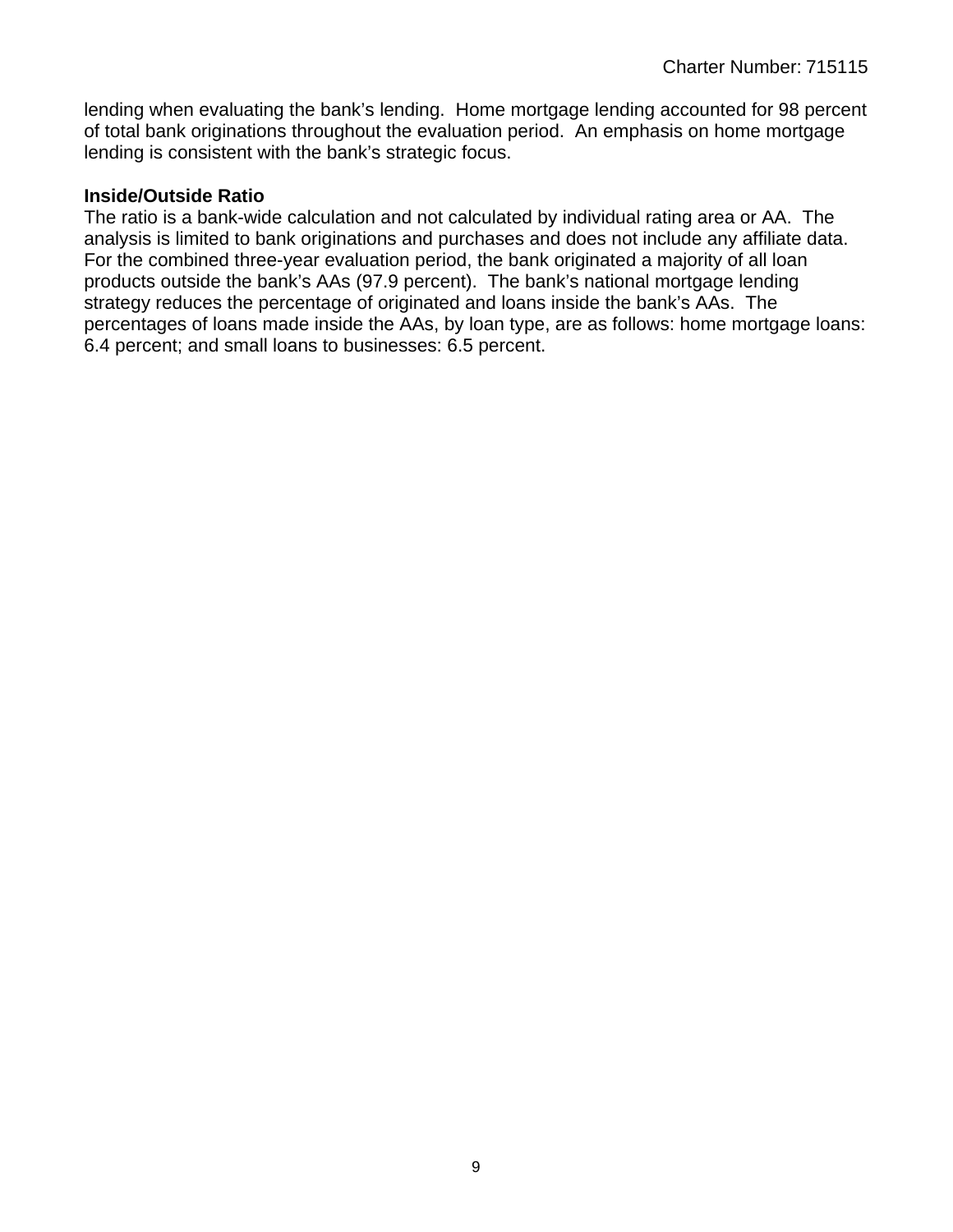lending when evaluating the bank's lending. Home mortgage lending accounted for 98 percent of total bank originations throughout the evaluation period. An emphasis on home mortgage lending is consistent with the bank's strategic focus.

**Inside/Outside Ratio**

The ratio is a bank-wide calculation and not calculated by individual rating area or AA. The analysis is limited to bank originations and purchases and does not include any affiliate data. For the combined three-year evaluation period, the bank originated a majority of all loan products outside the bank's AAs (97.9 percent). The bank's national mortgage lending strategy reduces the percentage of originated and loans inside the bank's AAs. The percentages of loans made inside the AAs, by loan type, are as follows: home mortgage loans: 6.4 percent; and small loans to businesses: 6.5 percent.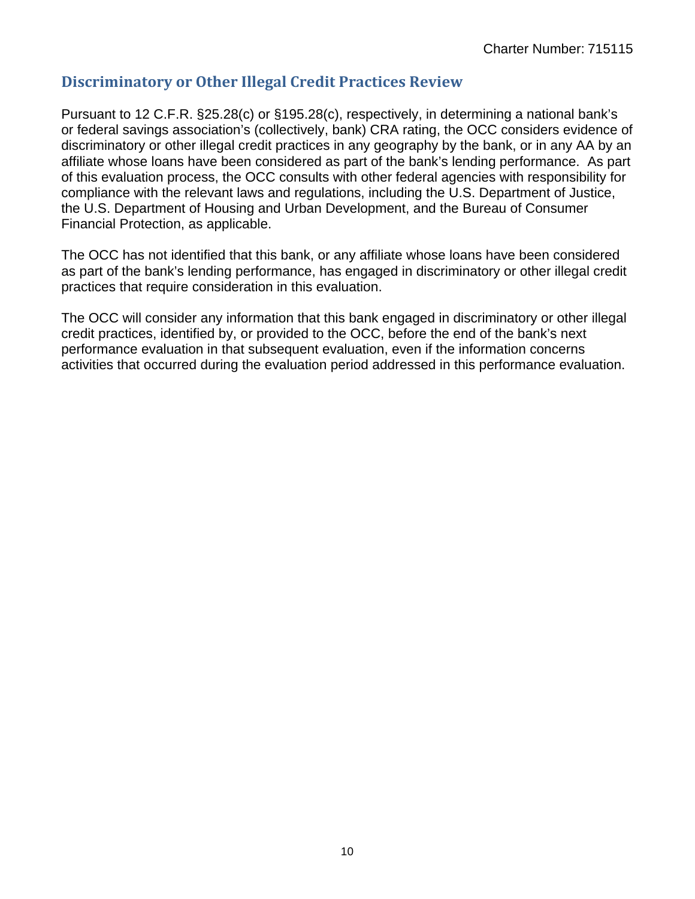## Discriminatory or Other Illegal Credit Practices Review

Pursuant to 12 C.F.R. §25.28(c) or §195.28(c), respectively, in determining a national bank's or federal savings association's (collectively, bank) CRA rating, the OCC considers evidence of discriminatory or other illegal credit practices in any geography by the bank, or in any AA by an affiliate whose loans have been considered as part of the bank's lending performance. As part of this evaluation process, the OCC consults with other federal agencies with responsibility for compliance with the relevant laws and regulations, including the U.S. Department of Justice, the U.S. Department of Housing and Urban Development, and the Bureau of Consumer Financial Protection, as applicable.

The OCC has not identified that this bank, or any affiliate whose loans have been considered as part of the bank's lending performance, has engaged in discriminatory or other illegal credit practices that require consideration in this evaluation.

The OCC will consider any information that this bank engaged in discriminatory or other illegal credit practices, identified by, or provided to the OCC, before the end of the bank's next performance evaluation in that subsequent evaluation, even if the information concerns activities that occurred during the evaluation period addressed in this performance evaluation.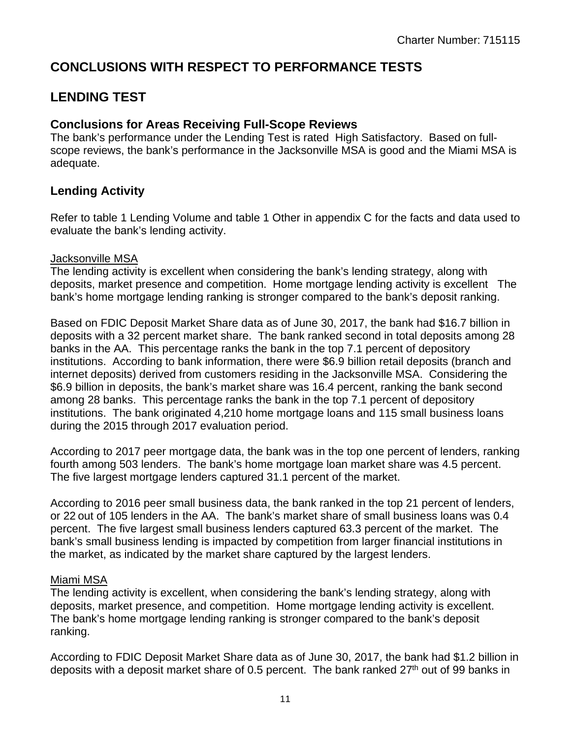# CONCLUSIONS WITH RESPECT TO PERFORMANCE TESTS

# LENDING TEST

## Conclusions for Areas Receiving Full-Scope Reviews

The bank's performance under the Lending Test is rated High Satisfactory. Based on full-scope reviews, the bank's performance in the Jacksonville MSA is good and the Miami MSA is adequate.

## Lending Activity

Refer to table 1 Lending Volume and table 1 Other in appendix C for the facts and data used to evaluate the bank's lending activity.

Jacksonville MSA

The lending activity is excellent when considering the bank's lending strategy, along with deposits, market presence and competition. Home mortgage lending activity is excellent The bank's home mortgage lending ranking is stronger compared to the bank's deposit ranking.

Based on FDIC Deposit Market Share data as of June 30, 2017, the bank had $16.7 billion in deposits with a 32 percent market share. The bank ranked second in total deposits among 28 banks in the AA. This percentage ranks the bank in the top 7.1 percent of depository institutions. According to bank information, there were $6.9 billion retail deposits (branch and internet deposits) derived from customers residing in the Jacksonville MSA. Considering the $6.9 billion in deposits, the bank's market share was 16.4 percent, ranking the bank second among 28 banks. This percentage ranks the bank in the top 7.1 percent of depository institutions. The bank originated 4,210 home mortgage loans and 115 small business loans during the 2015 through 2017 evaluation period.

According to 2017 peer mortgage data, the bank was in the top one percent of lenders, ranking fourth among 503 lenders. The bank's home mortgage loan market share was 4.5 percent. The five largest mortgage lenders captured 31.1 percent of the market.

According to 2016 peer small business data, the bank ranked in the top 21 percent of lenders, or 22 out of 105 lenders in the AA. The bank's market share of small business loans was 0.4 percent. The five largest small business lenders captured 63.3 percent of the market. The bank's small business lending is impacted by competition from larger financial institutions in the market, as indicated by the market share captured by the largest lenders.

Miami MSA

The lending activity is excellent, when considering the bank's lending strategy, along with deposits, market presence, and competition. Home mortgage lending activity is excellent. The bank's home mortgage lending ranking is stronger compared to the bank's deposit ranking.

According to FDIC Deposit Market Share data as of June 30, 2017, the bank had $1.2 billion in deposits with a deposit market share of 0.5 percent. The bank ranked 27th out of 99 banks in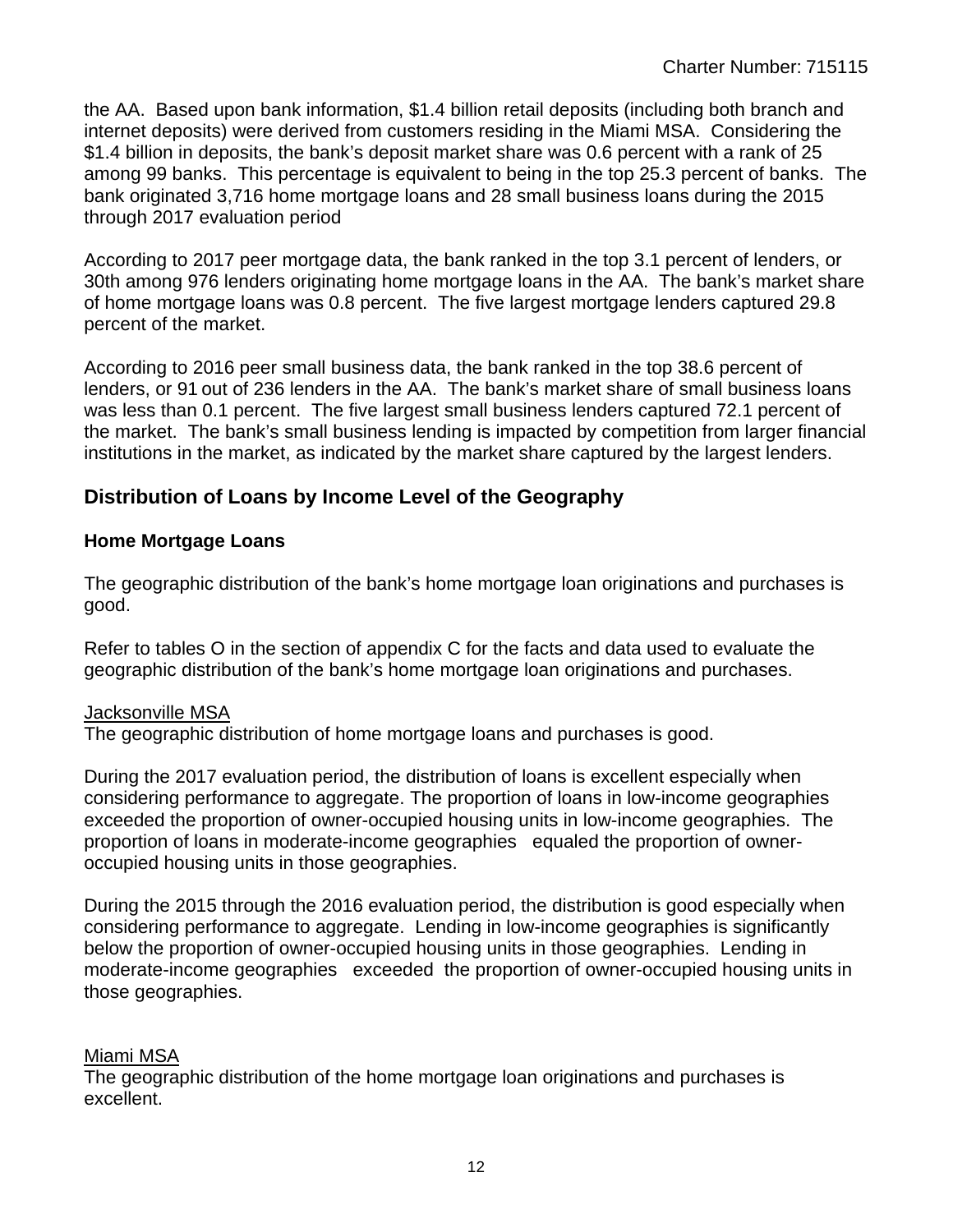the AA. Based upon bank information, $1.4 billion retail deposits (including both branch and internet deposits) were derived from customers residing in the Miami MSA. Considering the $1.4 billion in deposits, the bank's deposit market share was 0.6 percent with a rank of 25 among 99 banks. This percentage is equivalent to being in the top 25.3 percent of banks. The bank originated 3,716 home mortgage loans and 28 small business loans during the 2015 through 2017 evaluation period

According to 2017 peer mortgage data, the bank ranked in the top 3.1 percent of lenders, or 30th among 976 lenders originating home mortgage loans in the AA. The bank's market share of home mortgage loans was 0.8 percent. The five largest mortgage lenders captured 29.8 percent of the market.

According to 2016 peer small business data, the bank ranked in the top 38.6 percent of lenders, or 91 out of 236 lenders in the AA. The bank's market share of small business loans was less than 0.1 percent. The five largest small business lenders captured 72.1 percent of the market. The bank's small business lending is impacted by competition from larger financial institutions in the market, as indicated by the market share captured by the largest lenders.

## Distribution of Loans by Income Level of the Geography

### Home Mortgage Loans

The geographic distribution of the bank's home mortgage loan originations and purchases is good.

Refer to tables O in the section of appendix C for the facts and data used to evaluate the geographic distribution of the bank's home mortgage loan originations and purchases.

Jacksonville MSA

The geographic distribution of home mortgage loans and purchases is good.

During the 2017 evaluation period, the distribution of loans is excellent especially when considering performance to aggregate. The proportion of loans in low-income geographies exceeded the proportion of owner-occupied housing units in low-income geographies. The proportion of loans in moderate-income geographies equaled the proportion of owner-occupied housing units in those geographies.

During the 2015 through the 2016 evaluation period, the distribution is good especially when considering performance to aggregate. Lending in low-income geographies is significantly below the proportion of owner-occupied housing units in those geographies. Lending in moderate-income geographies exceeded the proportion of owner-occupied housing units in those geographies.

Miami MSA

The geographic distribution of the home mortgage loan originations and purchases is excellent.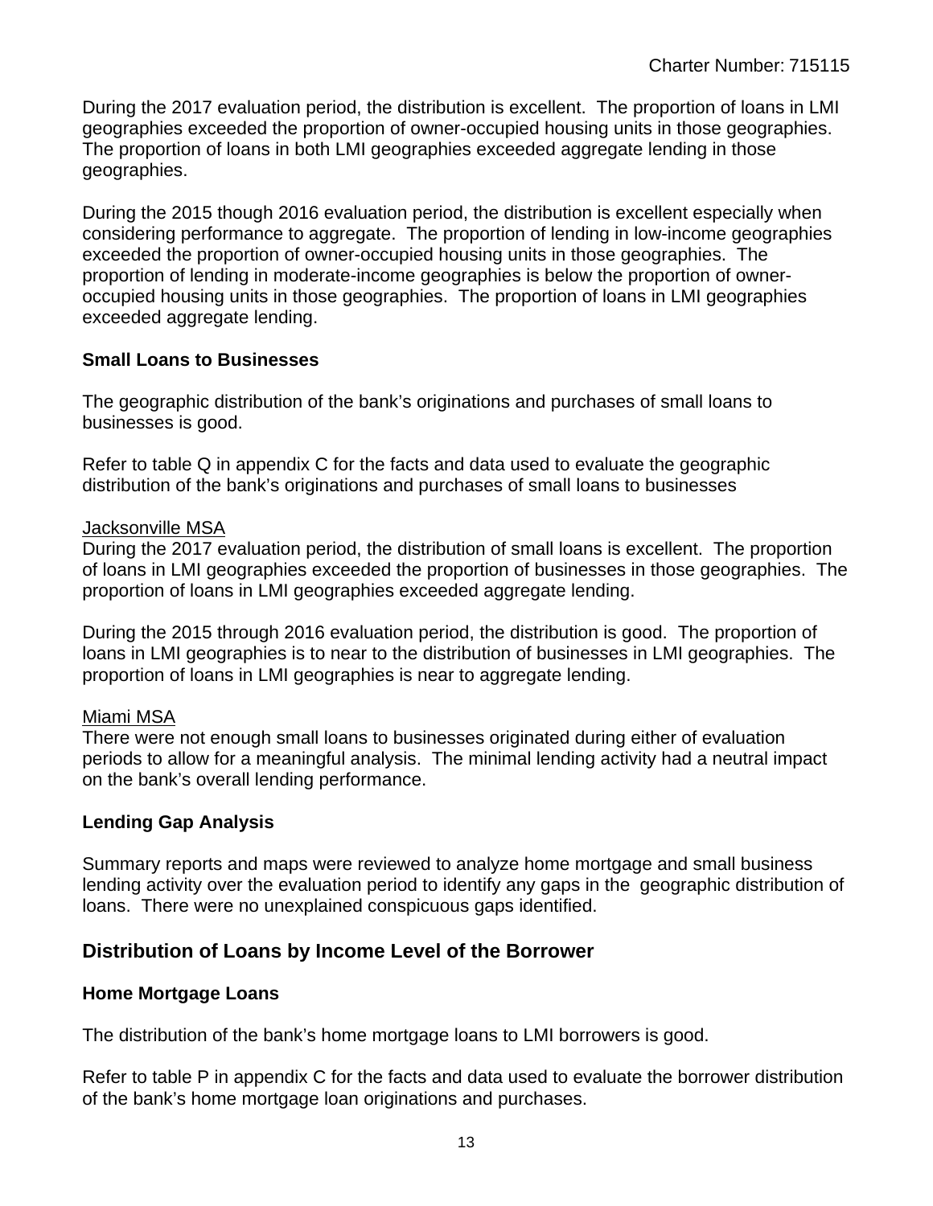During the 2017 evaluation period, the distribution is excellent. The proportion of loans in LMI geographies exceeded the proportion of owner-occupied housing units in those geographies. The proportion of loans in both LMI geographies exceeded aggregate lending in those geographies.

During the 2015 though 2016 evaluation period, the distribution is excellent especially when considering performance to aggregate. The proportion of lending in low-income geographies exceeded the proportion of owner-occupied housing units in those geographies. The proportion of lending in moderate-income geographies is below the proportion of owner-occupied housing units in those geographies. The proportion of loans in LMI geographies exceeded aggregate lending.

### Small Loans to Businesses

The geographic distribution of the bank's originations and purchases of small loans to businesses is good.

Refer to table Q in appendix C for the facts and data used to evaluate the geographic distribution of the bank's originations and purchases of small loans to businesses

Jacksonville MSA

During the 2017 evaluation period, the distribution of small loans is excellent. The proportion of loans in LMI geographies exceeded the proportion of businesses in those geographies. The proportion of loans in LMI geographies exceeded aggregate lending.

During the 2015 through 2016 evaluation period, the distribution is good. The proportion of loans in LMI geographies is to near to the distribution of businesses in LMI geographies. The proportion of loans in LMI geographies is near to aggregate lending.

Miami MSA

There were not enough small loans to businesses originated during either of evaluation periods to allow for a meaningful analysis. The minimal lending activity had a neutral impact on the bank's overall lending performance.

### Lending Gap Analysis

Summary reports and maps were reviewed to analyze home mortgage and small business lending activity over the evaluation period to identify any gaps in the geographic distribution of loans. There were no unexplained conspicuous gaps identified.

## Distribution of Loans by Income Level of the Borrower

### Home Mortgage Loans

The distribution of the bank's home mortgage loans to LMI borrowers is good.

Refer to table P in appendix C for the facts and data used to evaluate the borrower distribution of the bank's home mortgage loan originations and purchases.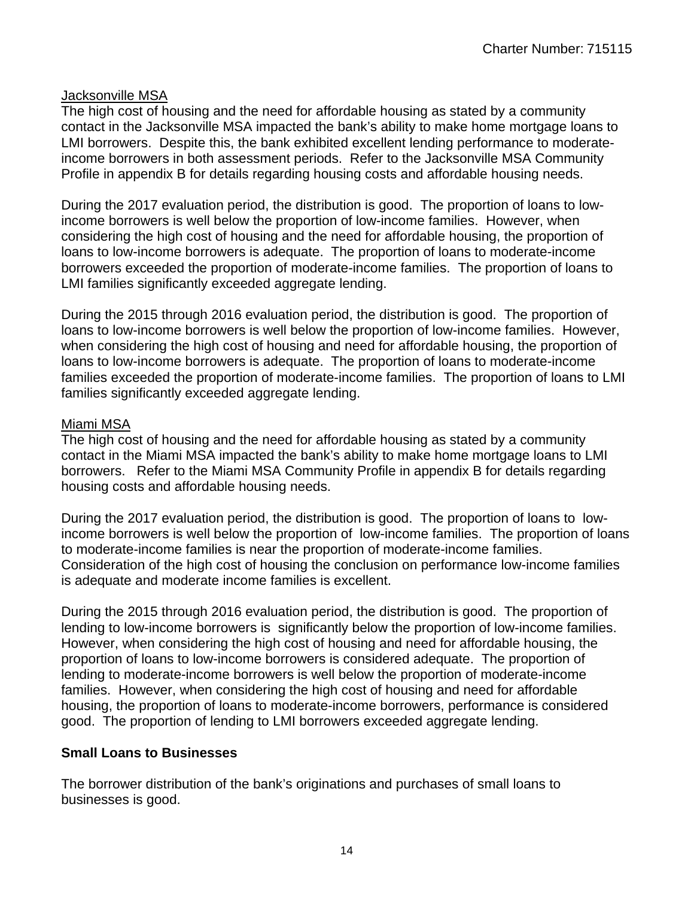Jacksonville MSA

The high cost of housing and the need for affordable housing as stated by a community contact in the Jacksonville MSA impacted the bank's ability to make home mortgage loans to LMI borrowers. Despite this, the bank exhibited excellent lending performance to moderate-income borrowers in both assessment periods. Refer to the Jacksonville MSA Community Profile in appendix B for details regarding housing costs and affordable housing needs.

During the 2017 evaluation period, the distribution is good. The proportion of loans to low-income borrowers is well below the proportion of low-income families. However, when considering the high cost of housing and the need for affordable housing, the proportion of loans to low-income borrowers is adequate. The proportion of loans to moderate-income borrowers exceeded the proportion of moderate-income families. The proportion of loans to LMI families significantly exceeded aggregate lending.

During the 2015 through 2016 evaluation period, the distribution is good. The proportion of loans to low-income borrowers is well below the proportion of low-income families. However, when considering the high cost of housing and need for affordable housing, the proportion of loans to low-income borrowers is adequate. The proportion of loans to moderate-income families exceeded the proportion of moderate-income families. The proportion of loans to LMI families significantly exceeded aggregate lending.

Miami MSA

The high cost of housing and the need for affordable housing as stated by a community contact in the Miami MSA impacted the bank's ability to make home mortgage loans to LMI borrowers. Refer to the Miami MSA Community Profile in appendix B for details regarding housing costs and affordable housing needs.

During the 2017 evaluation period, the distribution is good. The proportion of loans to low-income borrowers is well below the proportion of low-income families. The proportion of loans to moderate-income families is near the proportion of moderate-income families. Consideration of the high cost of housing the conclusion on performance low-income families is adequate and moderate income families is excellent.

During the 2015 through 2016 evaluation period, the distribution is good. The proportion of lending to low-income borrowers is significantly below the proportion of low-income families. However, when considering the high cost of housing and need for affordable housing, the proportion of loans to low-income borrowers is considered adequate. The proportion of lending to moderate-income borrowers is well below the proportion of moderate-income families. However, when considering the high cost of housing and need for affordable housing, the proportion of loans to moderate-income borrowers, performance is considered good. The proportion of lending to LMI borrowers exceeded aggregate lending.

**Small Loans to Businesses**

The borrower distribution of the bank's originations and purchases of small loans to businesses is good.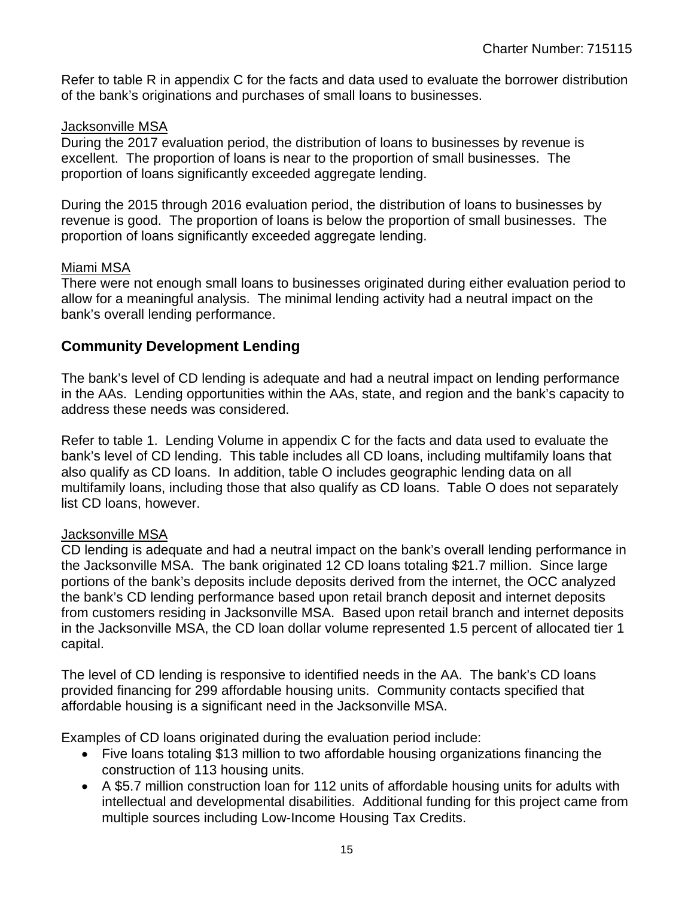Refer to table R in appendix C for the facts and data used to evaluate the borrower distribution of the bank's originations and purchases of small loans to businesses.

Jacksonville MSA

During the 2017 evaluation period, the distribution of loans to businesses by revenue is excellent. The proportion of loans is near to the proportion of small businesses. The proportion of loans significantly exceeded aggregate lending.

During the 2015 through 2016 evaluation period, the distribution of loans to businesses by revenue is good. The proportion of loans is below the proportion of small businesses. The proportion of loans significantly exceeded aggregate lending.

Miami MSA

There were not enough small loans to businesses originated during either evaluation period to allow for a meaningful analysis. The minimal lending activity had a neutral impact on the bank's overall lending performance.

## Community Development Lending

The bank's level of CD lending is adequate and had a neutral impact on lending performance in the AAs. Lending opportunities within the AAs, state, and region and the bank's capacity to address these needs was considered.

Refer to table 1. Lending Volume in appendix C for the facts and data used to evaluate the bank's level of CD lending. This table includes all CD loans, including multifamily loans that also qualify as CD loans. In addition, table O includes geographic lending data on all multifamily loans, including those that also qualify as CD loans. Table O does not separately list CD loans, however.

Jacksonville MSA

CD lending is adequate and had a neutral impact on the bank's overall lending performance in the Jacksonville MSA. The bank originated 12 CD loans totaling $21.7 million. Since large portions of the bank's deposits include deposits derived from the internet, the OCC analyzed the bank's CD lending performance based upon retail branch deposit and internet deposits from customers residing in Jacksonville MSA. Based upon retail branch and internet deposits in the Jacksonville MSA, the CD loan dollar volume represented 1.5 percent of allocated tier 1 capital.

The level of CD lending is responsive to identified needs in the AA. The bank's CD loans provided financing for 299 affordable housing units. Community contacts specified that affordable housing is a significant need in the Jacksonville MSA.

Examples of CD loans originated during the evaluation period include:

- Five loans totaling $13 million to two affordable housing organizations financing the construction of 113 housing units.
- A $5.7 million construction loan for 112 units of affordable housing units for adults with intellectual and developmental disabilities. Additional funding for this project came from multiple sources including Low-Income Housing Tax Credits.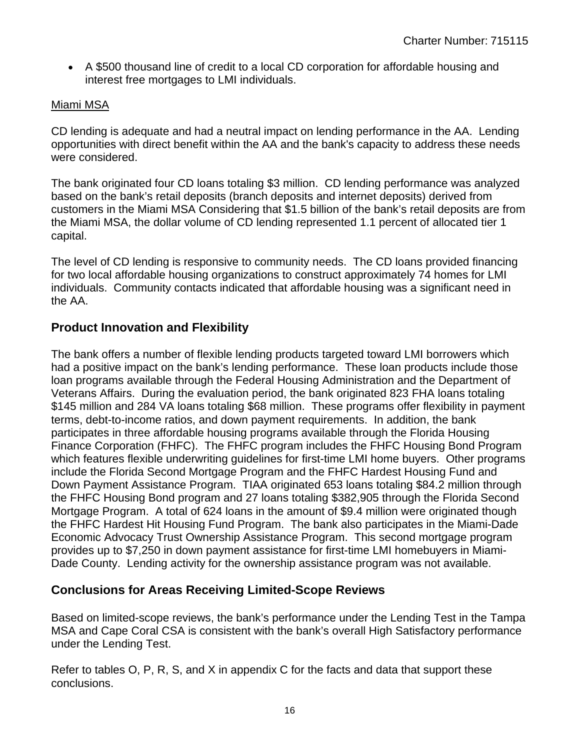- A $500 thousand line of credit to a local CD corporation for affordable housing and interest free mortgages to LMI individuals.

Miami MSA

CD lending is adequate and had a neutral impact on lending performance in the AA. Lending opportunities with direct benefit within the AA and the bank's capacity to address these needs were considered.

The bank originated four CD loans totaling $3 million. CD lending performance was analyzed based on the bank's retail deposits (branch deposits and internet deposits) derived from customers in the Miami MSA Considering that $1.5 billion of the bank's retail deposits are from the Miami MSA, the dollar volume of CD lending represented 1.1 percent of allocated tier 1 capital.

The level of CD lending is responsive to community needs. The CD loans provided financing for two local affordable housing organizations to construct approximately 74 homes for LMI individuals. Community contacts indicated that affordable housing was a significant need in the AA.

## Product Innovation and Flexibility

The bank offers a number of flexible lending products targeted toward LMI borrowers which had a positive impact on the bank's lending performance. These loan products include those loan programs available through the Federal Housing Administration and the Department of Veterans Affairs. During the evaluation period, the bank originated 823 FHA loans totaling $145 million and 284 VA loans totaling $68 million. These programs offer flexibility in payment terms, debt-to-income ratios, and down payment requirements. In addition, the bank participates in three affordable housing programs available through the Florida Housing Finance Corporation (FHFC). The FHFC program includes the FHFC Housing Bond Program which features flexible underwriting guidelines for first-time LMI home buyers. Other programs include the Florida Second Mortgage Program and the FHFC Hardest Housing Fund and Down Payment Assistance Program. TIAA originated 653 loans totaling $84.2 million through the FHFC Housing Bond program and 27 loans totaling $382,905 through the Florida Second Mortgage Program. A total of 624 loans in the amount of $9.4 million were originated though the FHFC Hardest Hit Housing Fund Program. The bank also participates in the Miami-Dade Economic Advocacy Trust Ownership Assistance Program. This second mortgage program provides up to $7,250 in down payment assistance for first-time LMI homebuyers in Miami-Dade County. Lending activity for the ownership assistance program was not available.

## Conclusions for Areas Receiving Limited-Scope Reviews

Based on limited-scope reviews, the bank's performance under the Lending Test in the Tampa MSA and Cape Coral CSA is consistent with the bank's overall High Satisfactory performance under the Lending Test.

Refer to tables O, P, R, S, and X in appendix C for the facts and data that support these conclusions.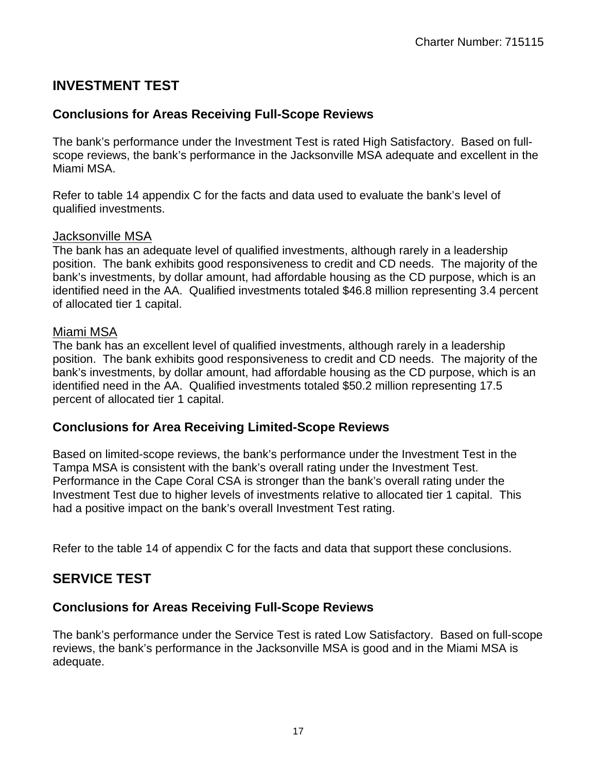## INVESTMENT TEST

### Conclusions for Areas Receiving Full-Scope Reviews

The bank's performance under the Investment Test is rated High Satisfactory. Based on full-scope reviews, the bank's performance in the Jacksonville MSA adequate and excellent in the Miami MSA.

Refer to table 14 appendix C for the facts and data used to evaluate the bank's level of qualified investments.

Jacksonville MSA

The bank has an adequate level of qualified investments, although rarely in a leadership position. The bank exhibits good responsiveness to credit and CD needs. The majority of the bank's investments, by dollar amount, had affordable housing as the CD purpose, which is an identified need in the AA. Qualified investments totaled $46.8 million representing 3.4 percent of allocated tier 1 capital.

Miami MSA

The bank has an excellent level of qualified investments, although rarely in a leadership position. The bank exhibits good responsiveness to credit and CD needs. The majority of the bank's investments, by dollar amount, had affordable housing as the CD purpose, which is an identified need in the AA. Qualified investments totaled $50.2 million representing 17.5 percent of allocated tier 1 capital.

### Conclusions for Area Receiving Limited-Scope Reviews

Based on limited-scope reviews, the bank's performance under the Investment Test in the Tampa MSA is consistent with the bank's overall rating under the Investment Test. Performance in the Cape Coral CSA is stronger than the bank's overall rating under the Investment Test due to higher levels of investments relative to allocated tier 1 capital. This had a positive impact on the bank's overall Investment Test rating.

Refer to the table 14 of appendix C for the facts and data that support these conclusions.

## SERVICE TEST

### Conclusions for Areas Receiving Full-Scope Reviews

The bank's performance under the Service Test is rated Low Satisfactory. Based on full-scope reviews, the bank's performance in the Jacksonville MSA is good and in the Miami MSA is adequate.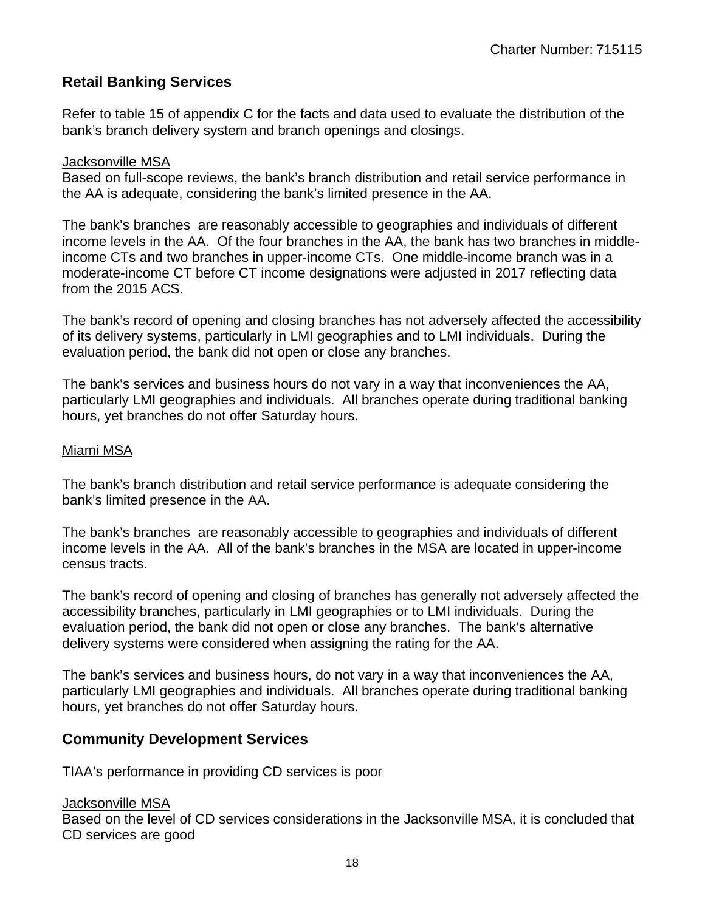## Retail Banking Services

Refer to table 15 of appendix C for the facts and data used to evaluate the distribution of the bank's branch delivery system and branch openings and closings.

Jacksonville MSA
Based on full-scope reviews, the bank's branch distribution and retail service performance in the AA is adequate, considering the bank's limited presence in the AA.

The bank's branches are reasonably accessible to geographies and individuals of different income levels in the AA. Of the four branches in the AA, the bank has two branches in middle-income CTs and two branches in upper-income CTs. One middle-income branch was in a moderate-income CT before CT income designations were adjusted in 2017 reflecting data from the 2015 ACS.

The bank's record of opening and closing branches has not adversely affected the accessibility of its delivery systems, particularly in LMI geographies and to LMI individuals. During the evaluation period, the bank did not open or close any branches.

The bank's services and business hours do not vary in a way that inconveniences the AA, particularly LMI geographies and individuals. All branches operate during traditional banking hours, yet branches do not offer Saturday hours.

Miami MSA

The bank's branch distribution and retail service performance is adequate considering the bank's limited presence in the AA.

The bank's branches are reasonably accessible to geographies and individuals of different income levels in the AA. All of the bank's branches in the MSA are located in upper-income census tracts.

The bank's record of opening and closing of branches has generally not adversely affected the accessibility branches, particularly in LMI geographies or to LMI individuals. During the evaluation period, the bank did not open or close any branches. The bank's alternative delivery systems were considered when assigning the rating for the AA.

The bank's services and business hours, do not vary in a way that inconveniences the AA, particularly LMI geographies and individuals. All branches operate during traditional banking hours, yet branches do not offer Saturday hours.

## Community Development Services

TIAA's performance in providing CD services is poor

Jacksonville MSA
Based on the level of CD services considerations in the Jacksonville MSA, it is concluded that CD services are good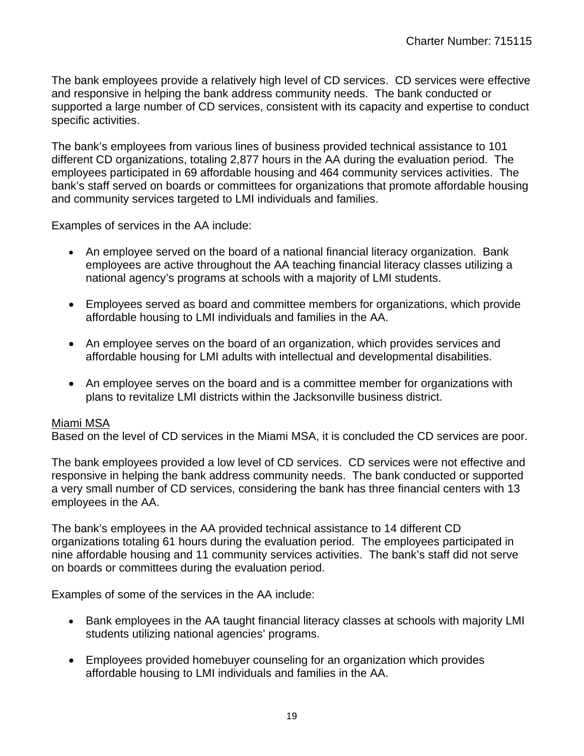The bank employees provide a relatively high level of CD services. CD services were effective and responsive in helping the bank address community needs. The bank conducted or supported a large number of CD services, consistent with its capacity and expertise to conduct specific activities.

The bank's employees from various lines of business provided technical assistance to 101 different CD organizations, totaling 2,877 hours in the AA during the evaluation period. The employees participated in 69 affordable housing and 464 community services activities. The bank's staff served on boards or committees for organizations that promote affordable housing and community services targeted to LMI individuals and families.

Examples of services in the AA include:

- An employee served on the board of a national financial literacy organization. Bank employees are active throughout the AA teaching financial literacy classes utilizing a national agency's programs at schools with a majority of LMI students.
- Employees served as board and committee members for organizations, which provide affordable housing to LMI individuals and families in the AA.
- An employee serves on the board of an organization, which provides services and affordable housing for LMI adults with intellectual and developmental disabilities.
- An employee serves on the board and is a committee member for organizations with plans to revitalize LMI districts within the Jacksonville business district.

Miami MSA

Based on the level of CD services in the Miami MSA, it is concluded the CD services are poor.

The bank employees provided a low level of CD services. CD services were not effective and responsive in helping the bank address community needs. The bank conducted or supported a very small number of CD services, considering the bank has three financial centers with 13 employees in the AA.

The bank's employees in the AA provided technical assistance to 14 different CD organizations totaling 61 hours during the evaluation period. The employees participated in nine affordable housing and 11 community services activities. The bank's staff did not serve on boards or committees during the evaluation period.

Examples of some of the services in the AA include:

- Bank employees in the AA taught financial literacy classes at schools with majority LMI students utilizing national agencies' programs.
- Employees provided homebuyer counseling for an organization which provides affordable housing to LMI individuals and families in the AA.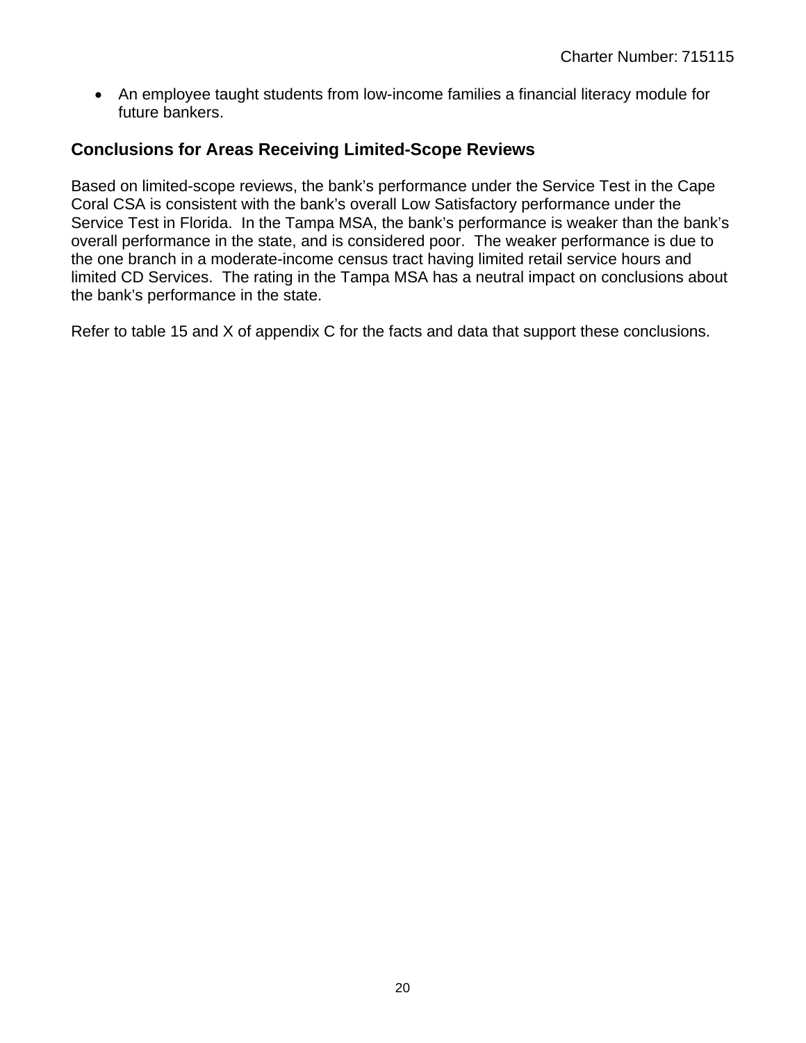- An employee taught students from low-income families a financial literacy module for future bankers.

### Conclusions for Areas Receiving Limited-Scope Reviews

Based on limited-scope reviews, the bank's performance under the Service Test in the Cape Coral CSA is consistent with the bank's overall Low Satisfactory performance under the Service Test in Florida. In the Tampa MSA, the bank's performance is weaker than the bank's overall performance in the state, and is considered poor. The weaker performance is due to the one branch in a moderate-income census tract having limited retail service hours and limited CD Services. The rating in the Tampa MSA has a neutral impact on conclusions about the bank's performance in the state.

Refer to table 15 and X of appendix C for the facts and data that support these conclusions.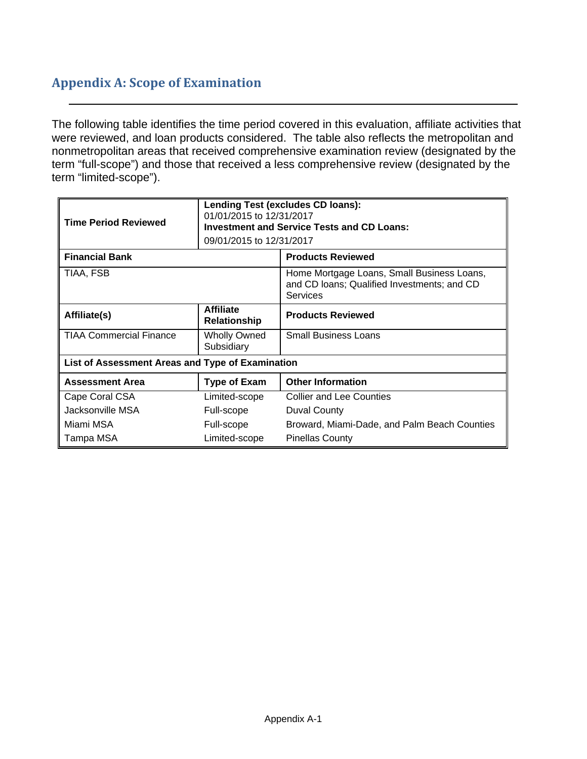## Appendix A: Scope of Examination

The following table identifies the time period covered in this evaluation, affiliate activities that were reviewed, and loan products considered. The table also reflects the metropolitan and nonmetropolitan areas that received comprehensive examination review (designated by the term "full-scope") and those that received a less comprehensive review (designated by the term "limited-scope").

| **Time Period Reviewed** | **Lending Test (excludes CD loans):** 01/01/2015 to 12/31/2017 **Investment and Service Tests and CD Loans:** 09/01/2015 to 12/31/2017 | |
|---|---|---|
| **Financial Bank** | | **Products Reviewed** |
| TIAA, FSB | | Home Mortgage Loans, Small Business Loans, and CD loans; Qualified Investments; and CD Services |
| **Affiliate(s)** | **Affiliate Relationship** | **Products Reviewed** |
| TIAA Commercial Finance | Wholly Owned Subsidiary | Small Business Loans |
| **List of Assessment Areas and Type of Examination** | | |
| **Assessment Area** | **Type of Exam** | **Other Information** |
| Cape Coral CSA | Limited-scope | Collier and Lee Counties |
| Jacksonville MSA | Full-scope | Duval County |
| Miami MSA | Full-scope | Broward, Miami-Dade, and Palm Beach Counties |
| Tampa MSA | Limited-scope | Pinellas County |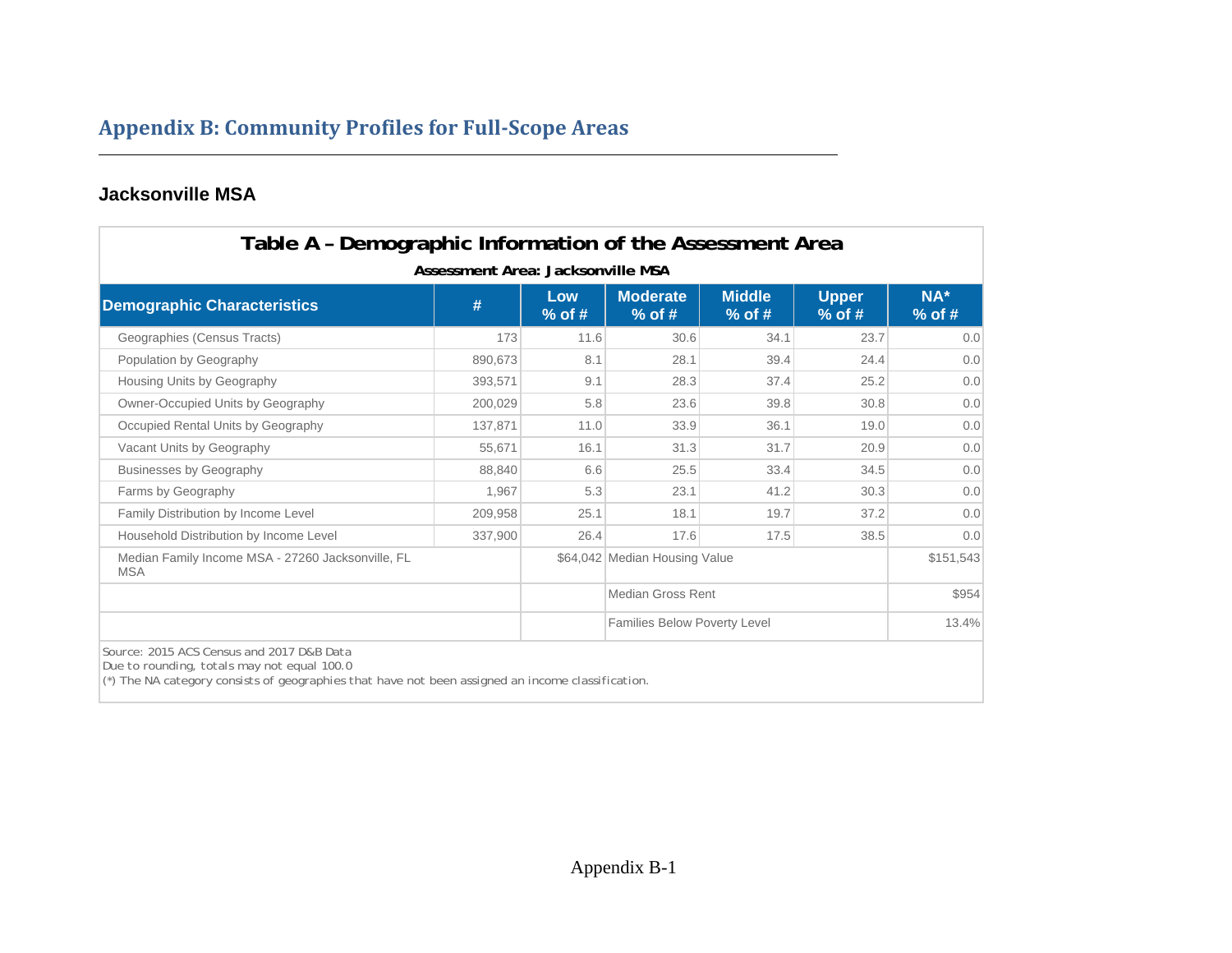# Appendix B: Community Profiles for Full-Scope Areas

## Jacksonville MSA

**Table A – Demographic Information of the Assessment Area**

**Assessment Area: Jacksonville MSA**

| Demographic Characteristics | # | Low % of # | Moderate % of # | Middle % of # | Upper % of # | NA* % of # |
|---|---|---|---|---|---|---|
| Geographies (Census Tracts) | 173 | 11.6 | 30.6 | 34.1 | 23.7 | 0.0 |
| Population by Geography | 890,673 | 8.1 | 28.1 | 39.4 | 24.4 | 0.0 |
| Housing Units by Geography | 393,571 | 9.1 | 28.3 | 37.4 | 25.2 | 0.0 |
| Owner-Occupied Units by Geography | 200,029 | 5.8 | 23.6 | 39.8 | 30.8 | 0.0 |
| Occupied Rental Units by Geography | 137,871 | 11.0 | 33.9 | 36.1 | 19.0 | 0.0 |
| Vacant Units by Geography | 55,671 | 16.1 | 31.3 | 31.7 | 20.9 | 0.0 |
| Businesses by Geography | 88,840 | 6.6 | 25.5 | 33.4 | 34.5 | 0.0 |
| Farms by Geography | 1,967 | 5.3 | 23.1 | 41.2 | 30.3 | 0.0 |
| Family Distribution by Income Level | 209,958 | 25.1 | 18.1 | 19.7 | 37.2 | 0.0 |
| Household Distribution by Income Level | 337,900 | 26.4 | 17.6 | 17.5 | 38.5 | 0.0 |
| Median Family Income MSA - 27260 Jacksonville, FL MSA | | $64,042 | Median Housing Value | | | $151,543 |
| | | | Median Gross Rent | | | $954 |
| | | | Families Below Poverty Level | | | 13.4% |

Source: 2015 ACS Census and 2017 D&B Data
Due to rounding, totals may not equal 100.0
(*) The NA category consists of geographies that have not been assigned an income classification.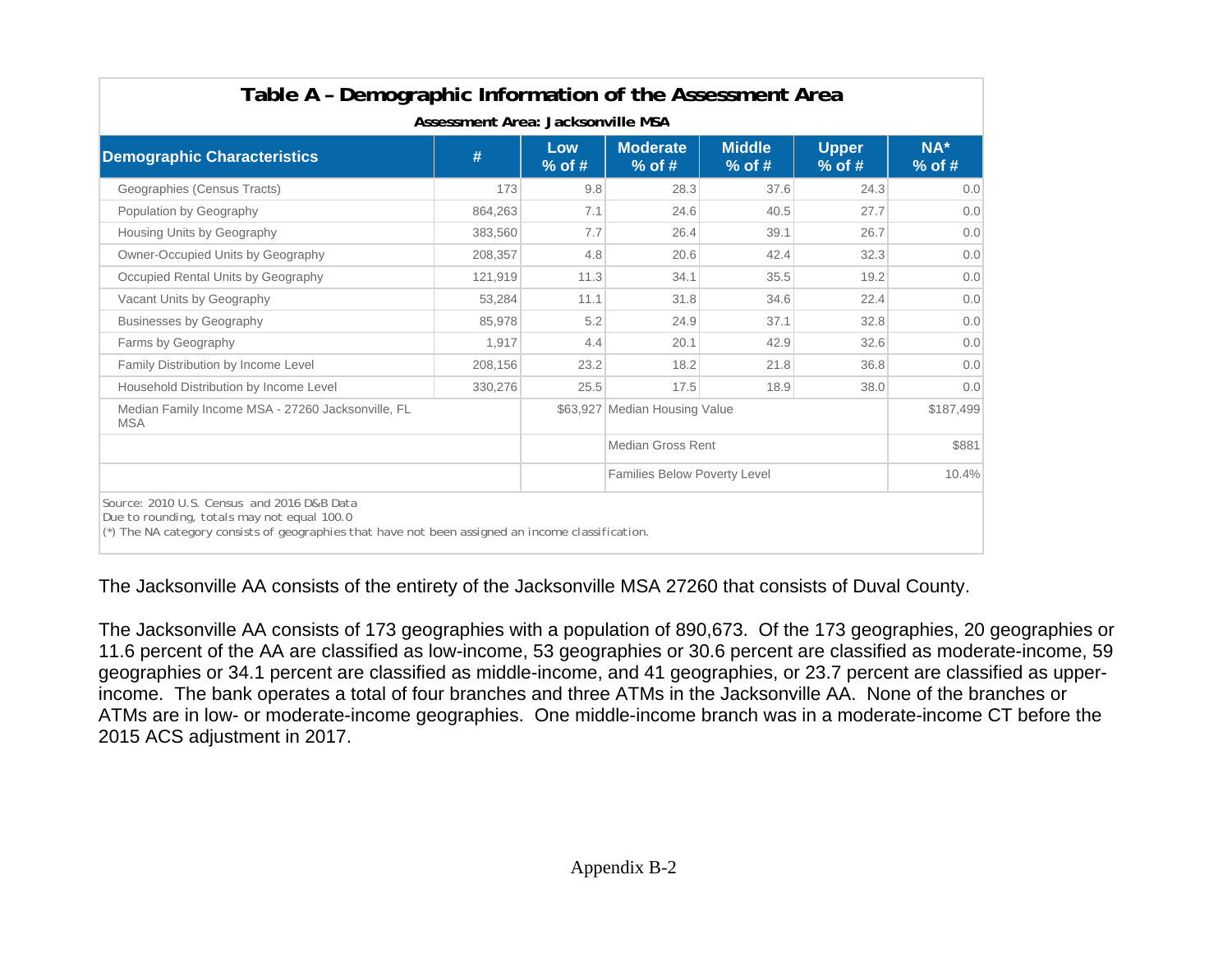## Table A – Demographic Information of the Assessment Area

**Assessment Area: Jacksonville MSA**

| Demographic Characteristics | # | Low % of # | Moderate % of # | Middle % of # | Upper % of # | NA* % of # |
|---|---|---|---|---|---|---|
| Geographies (Census Tracts) | 173 | 9.8 | 28.3 | 37.6 | 24.3 | 0.0 |
| Population by Geography | 864,263 | 7.1 | 24.6 | 40.5 | 27.7 | 0.0 |
| Housing Units by Geography | 383,560 | 7.7 | 26.4 | 39.1 | 26.7 | 0.0 |
| Owner-Occupied Units by Geography | 208,357 | 4.8 | 20.6 | 42.4 | 32.3 | 0.0 |
| Occupied Rental Units by Geography | 121,919 | 11.3 | 34.1 | 35.5 | 19.2 | 0.0 |
| Vacant Units by Geography | 53,284 | 11.1 | 31.8 | 34.6 | 22.4 | 0.0 |
| Businesses by Geography | 85,978 | 5.2 | 24.9 | 37.1 | 32.8 | 0.0 |
| Farms by Geography | 1,917 | 4.4 | 20.1 | 42.9 | 32.6 | 0.0 |
| Family Distribution by Income Level | 208,156 | 23.2 | 18.2 | 21.8 | 36.8 | 0.0 |
| Household Distribution by Income Level | 330,276 | 25.5 | 17.5 | 18.9 | 38.0 | 0.0 |
| Median Family Income MSA - 27260 Jacksonville, FL MSA | | $63,927 | Median Housing Value | | | $187,499 |
| | | | Median Gross Rent | | | $881 |
| | | | Families Below Poverty Level | | | 10.4% |

Source: 2010 U.S. Census and 2016 D&B Data
Due to rounding, totals may not equal 100.0
(*) The NA category consists of geographies that have not been assigned an income classification.

The Jacksonville AA consists of the entirety of the Jacksonville MSA 27260 that consists of Duval County.

The Jacksonville AA consists of 173 geographies with a population of 890,673. Of the 173 geographies, 20 geographies or 11.6 percent of the AA are classified as low-income, 53 geographies or 30.6 percent are classified as moderate-income, 59 geographies or 34.1 percent are classified as middle-income, and 41 geographies, or 23.7 percent are classified as upper-income. The bank operates a total of four branches and three ATMs in the Jacksonville AA. None of the branches or ATMs are in low- or moderate-income geographies. One middle-income branch was in a moderate-income CT before the 2015 ACS adjustment in 2017.

Appendix B-2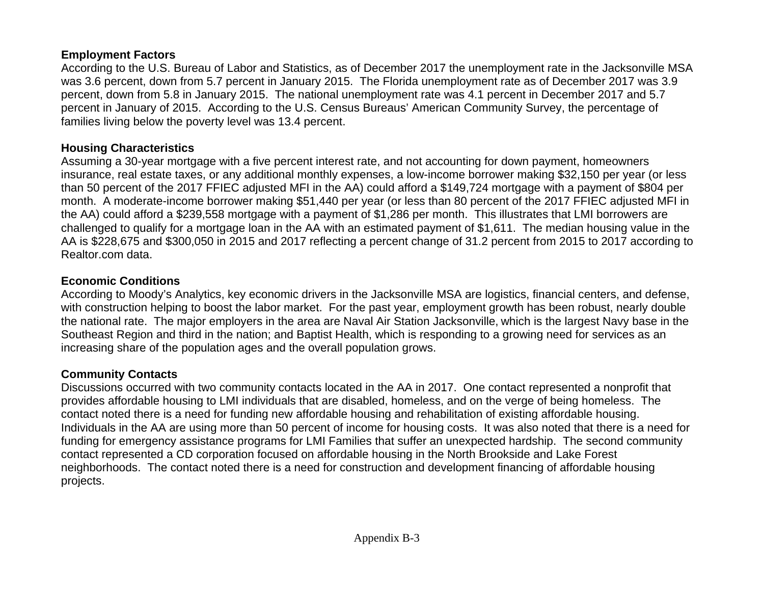**Employment Factors**

According to the U.S. Bureau of Labor and Statistics, as of December 2017 the unemployment rate in the Jacksonville MSA was 3.6 percent, down from 5.7 percent in January 2015. The Florida unemployment rate as of December 2017 was 3.9 percent, down from 5.8 in January 2015. The national unemployment rate was 4.1 percent in December 2017 and 5.7 percent in January of 2015. According to the U.S. Census Bureaus' American Community Survey, the percentage of families living below the poverty level was 13.4 percent.

**Housing Characteristics**

Assuming a 30-year mortgage with a five percent interest rate, and not accounting for down payment, homeowners insurance, real estate taxes, or any additional monthly expenses, a low-income borrower making $32,150 per year (or less than 50 percent of the 2017 FFIEC adjusted MFI in the AA) could afford a $149,724 mortgage with a payment of $804 per month. A moderate-income borrower making $51,440 per year (or less than 80 percent of the 2017 FFIEC adjusted MFI in the AA) could afford a $239,558 mortgage with a payment of $1,286 per month. This illustrates that LMI borrowers are challenged to qualify for a mortgage loan in the AA with an estimated payment of $1,611. The median housing value in the AA is $228,675 and $300,050 in 2015 and 2017 reflecting a percent change of 31.2 percent from 2015 to 2017 according to Realtor.com data.

**Economic Conditions**

According to Moody's Analytics, key economic drivers in the Jacksonville MSA are logistics, financial centers, and defense, with construction helping to boost the labor market. For the past year, employment growth has been robust, nearly double the national rate. The major employers in the area are Naval Air Station Jacksonville, which is the largest Navy base in the Southeast Region and third in the nation; and Baptist Health, which is responding to a growing need for services as an increasing share of the population ages and the overall population grows.

**Community Contacts**

Discussions occurred with two community contacts located in the AA in 2017. One contact represented a nonprofit that provides affordable housing to LMI individuals that are disabled, homeless, and on the verge of being homeless. The contact noted there is a need for funding new affordable housing and rehabilitation of existing affordable housing. Individuals in the AA are using more than 50 percent of income for housing costs. It was also noted that there is a need for funding for emergency assistance programs for LMI Families that suffer an unexpected hardship. The second community contact represented a CD corporation focused on affordable housing in the North Brookside and Lake Forest neighborhoods. The contact noted there is a need for construction and development financing of affordable housing projects.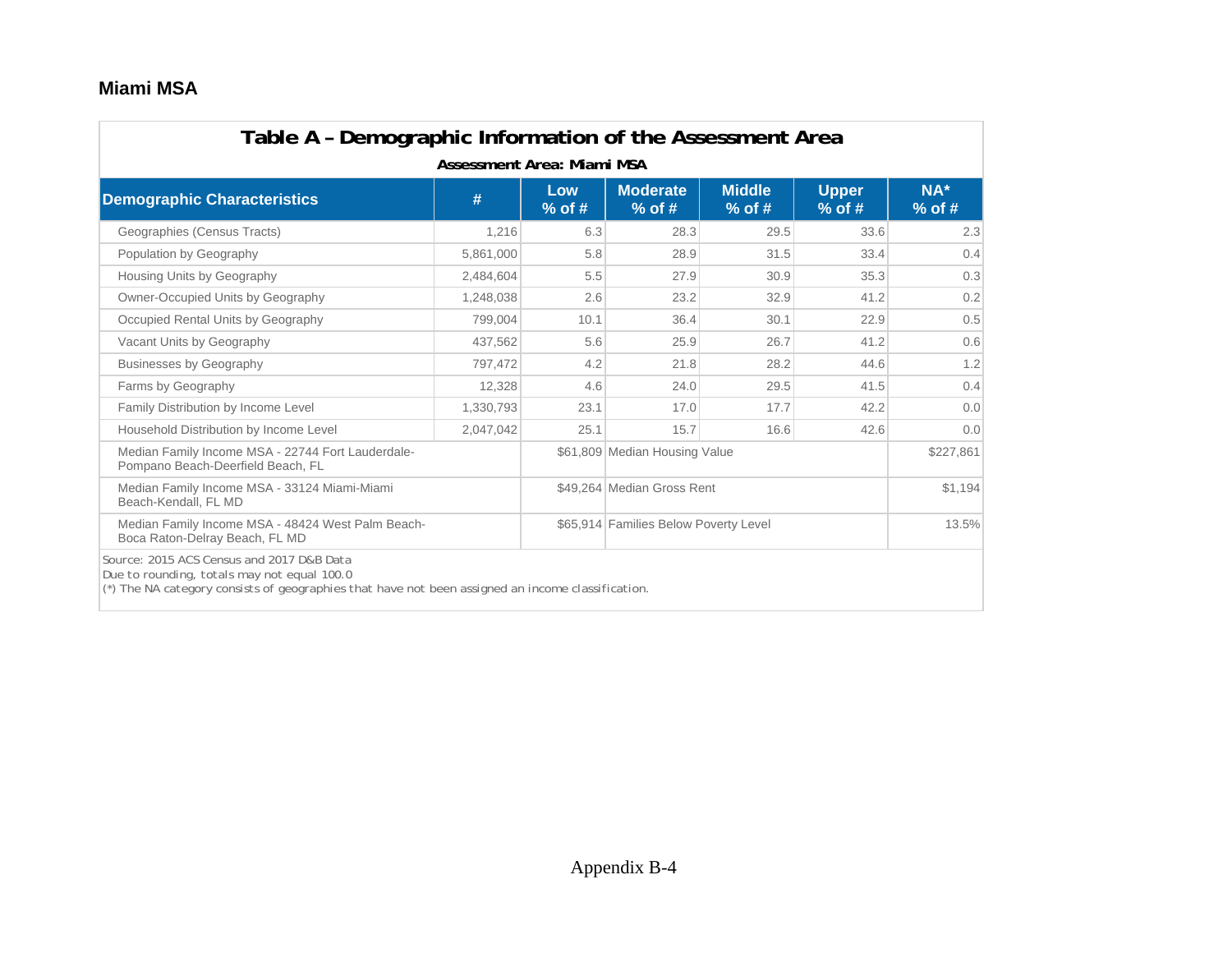## Miami MSA

**Table A – Demographic Information of the Assessment Area**

**Assessment Area: Miami MSA**

| Demographic Characteristics | # | Low % of # | Moderate % of # | Middle % of # | Upper % of # | NA* % of # |
|---|---|---|---|---|---|---|
| Geographies (Census Tracts) | 1,216 | 6.3 | 28.3 | 29.5 | 33.6 | 2.3 |
| Population by Geography | 5,861,000 | 5.8 | 28.9 | 31.5 | 33.4 | 0.4 |
| Housing Units by Geography | 2,484,604 | 5.5 | 27.9 | 30.9 | 35.3 | 0.3 |
| Owner-Occupied Units by Geography | 1,248,038 | 2.6 | 23.2 | 32.9 | 41.2 | 0.2 |
| Occupied Rental Units by Geography | 799,004 | 10.1 | 36.4 | 30.1 | 22.9 | 0.5 |
| Vacant Units by Geography | 437,562 | 5.6 | 25.9 | 26.7 | 41.2 | 0.6 |
| Businesses by Geography | 797,472 | 4.2 | 21.8 | 28.2 | 44.6 | 1.2 |
| Farms by Geography | 12,328 | 4.6 | 24.0 | 29.5 | 41.5 | 0.4 |
| Family Distribution by Income Level | 1,330,793 | 23.1 | 17.0 | 17.7 | 42.2 | 0.0 |
| Household Distribution by Income Level | 2,047,042 | 25.1 | 15.7 | 16.6 | 42.6 | 0.0 |
| Median Family Income MSA - 22744 Fort Lauderdale-Pompano Beach-Deerfield Beach, FL | | $61,809 | Median Housing Value | | | $227,861 |
| Median Family Income MSA - 33124 Miami-Miami Beach-Kendall, FL MD | | $49,264 | Median Gross Rent | | | $1,194 |
| Median Family Income MSA - 48424 West Palm Beach-Boca Raton-Delray Beach, FL MD | | $65,914 | Families Below Poverty Level | | | 13.5% |

Source: 2015 ACS Census and 2017 D&B Data
Due to rounding, totals may not equal 100.0
(*) The NA category consists of geographies that have not been assigned an income classification.

Appendix B-4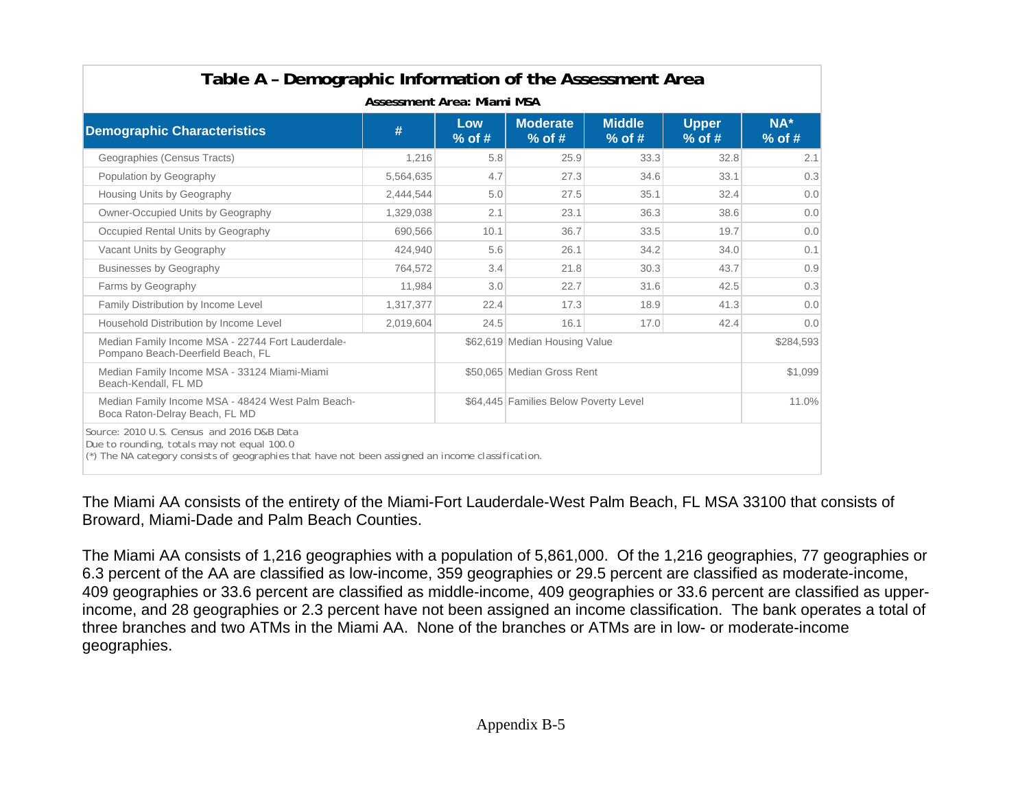## Table A – Demographic Information of the Assessment Area

**Assessment Area: Miami MSA**

| Demographic Characteristics | # | Low % of # | Moderate % of # | Middle % of # | Upper % of # | NA* % of # |
|---|---|---|---|---|---|---|
| Geographies (Census Tracts) | 1,216 | 5.8 | 25.9 | 33.3 | 32.8 | 2.1 |
| Population by Geography | 5,564,635 | 4.7 | 27.3 | 34.6 | 33.1 | 0.3 |
| Housing Units by Geography | 2,444,544 | 5.0 | 27.5 | 35.1 | 32.4 | 0.0 |
| Owner-Occupied Units by Geography | 1,329,038 | 2.1 | 23.1 | 36.3 | 38.6 | 0.0 |
| Occupied Rental Units by Geography | 690,566 | 10.1 | 36.7 | 33.5 | 19.7 | 0.0 |
| Vacant Units by Geography | 424,940 | 5.6 | 26.1 | 34.2 | 34.0 | 0.1 |
| Businesses by Geography | 764,572 | 3.4 | 21.8 | 30.3 | 43.7 | 0.9 |
| Farms by Geography | 11,984 | 3.0 | 22.7 | 31.6 | 42.5 | 0.3 |
| Family Distribution by Income Level | 1,317,377 | 22.4 | 17.3 | 18.9 | 41.3 | 0.0 |
| Household Distribution by Income Level | 2,019,604 | 24.5 | 16.1 | 17.0 | 42.4 | 0.0 |
| Median Family Income MSA - 22744 Fort Lauderdale-Pompano Beach-Deerfield Beach, FL | | $62,619 | Median Housing Value | | | $284,593 |
| Median Family Income MSA - 33124 Miami-Miami Beach-Kendall, FL MD | | $50,065 | Median Gross Rent | | | $1,099 |
| Median Family Income MSA - 48424 West Palm Beach-Boca Raton-Delray Beach, FL MD | | $64,445 | Families Below Poverty Level | | | 11.0% |

Source: 2010 U.S. Census and 2016 D&B Data
Due to rounding, totals may not equal 100.0
(*) The NA category consists of geographies that have not been assigned an income classification.

The Miami AA consists of the entirety of the Miami-Fort Lauderdale-West Palm Beach, FL MSA 33100 that consists of Broward, Miami-Dade and Palm Beach Counties.

The Miami AA consists of 1,216 geographies with a population of 5,861,000. Of the 1,216 geographies, 77 geographies or 6.3 percent of the AA are classified as low-income, 359 geographies or 29.5 percent are classified as moderate-income, 409 geographies or 33.6 percent are classified as middle-income, 409 geographies or 33.6 percent are classified as upper-income, and 28 geographies or 2.3 percent have not been assigned an income classification. The bank operates a total of three branches and two ATMs in the Miami AA. None of the branches or ATMs are in low- or moderate-income geographies.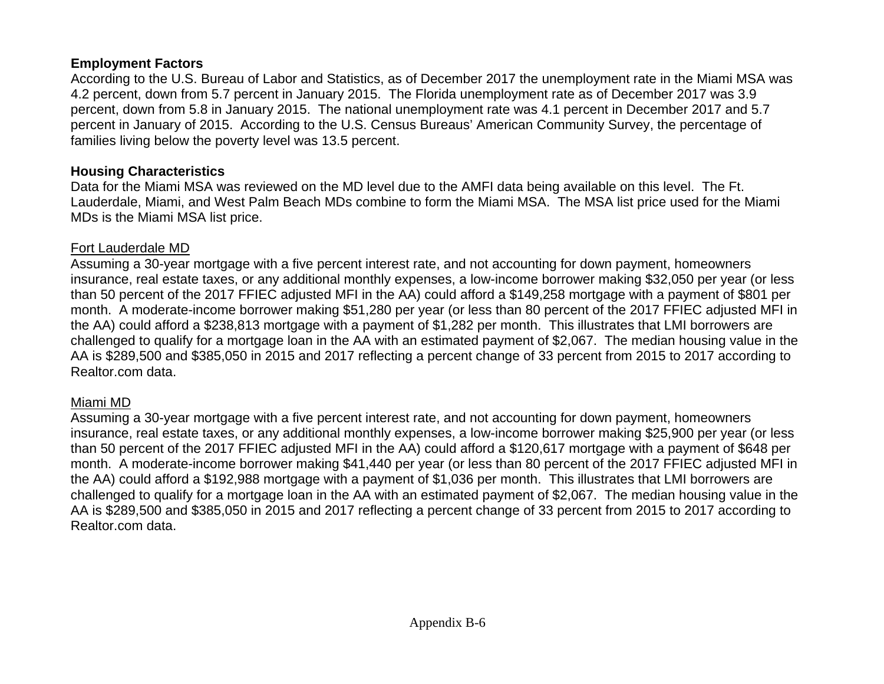**Employment Factors**

According to the U.S. Bureau of Labor and Statistics, as of December 2017 the unemployment rate in the Miami MSA was 4.2 percent, down from 5.7 percent in January 2015. The Florida unemployment rate as of December 2017 was 3.9 percent, down from 5.8 in January 2015. The national unemployment rate was 4.1 percent in December 2017 and 5.7 percent in January of 2015. According to the U.S. Census Bureaus' American Community Survey, the percentage of families living below the poverty level was 13.5 percent.

**Housing Characteristics**

Data for the Miami MSA was reviewed on the MD level due to the AMFI data being available on this level. The Ft. Lauderdale, Miami, and West Palm Beach MDs combine to form the Miami MSA. The MSA list price used for the Miami MDs is the Miami MSA list price.

<u>Fort Lauderdale MD</u>

Assuming a 30-year mortgage with a five percent interest rate, and not accounting for down payment, homeowners insurance, real estate taxes, or any additional monthly expenses, a low-income borrower making $32,050 per year (or less than 50 percent of the 2017 FFIEC adjusted MFI in the AA) could afford a $149,258 mortgage with a payment of $801 per month. A moderate-income borrower making $51,280 per year (or less than 80 percent of the 2017 FFIEC adjusted MFI in the AA) could afford a $238,813 mortgage with a payment of $1,282 per month. This illustrates that LMI borrowers are challenged to qualify for a mortgage loan in the AA with an estimated payment of $2,067. The median housing value in the AA is $289,500 and $385,050 in 2015 and 2017 reflecting a percent change of 33 percent from 2015 to 2017 according to Realtor.com data.

<u>Miami MD</u>

Assuming a 30-year mortgage with a five percent interest rate, and not accounting for down payment, homeowners insurance, real estate taxes, or any additional monthly expenses, a low-income borrower making $25,900 per year (or less than 50 percent of the 2017 FFIEC adjusted MFI in the AA) could afford a $120,617 mortgage with a payment of $648 per month. A moderate-income borrower making $41,440 per year (or less than 80 percent of the 2017 FFIEC adjusted MFI in the AA) could afford a $192,988 mortgage with a payment of $1,036 per month. This illustrates that LMI borrowers are challenged to qualify for a mortgage loan in the AA with an estimated payment of $2,067. The median housing value in the AA is $289,500 and $385,050 in 2015 and 2017 reflecting a percent change of 33 percent from 2015 to 2017 according to Realtor.com data.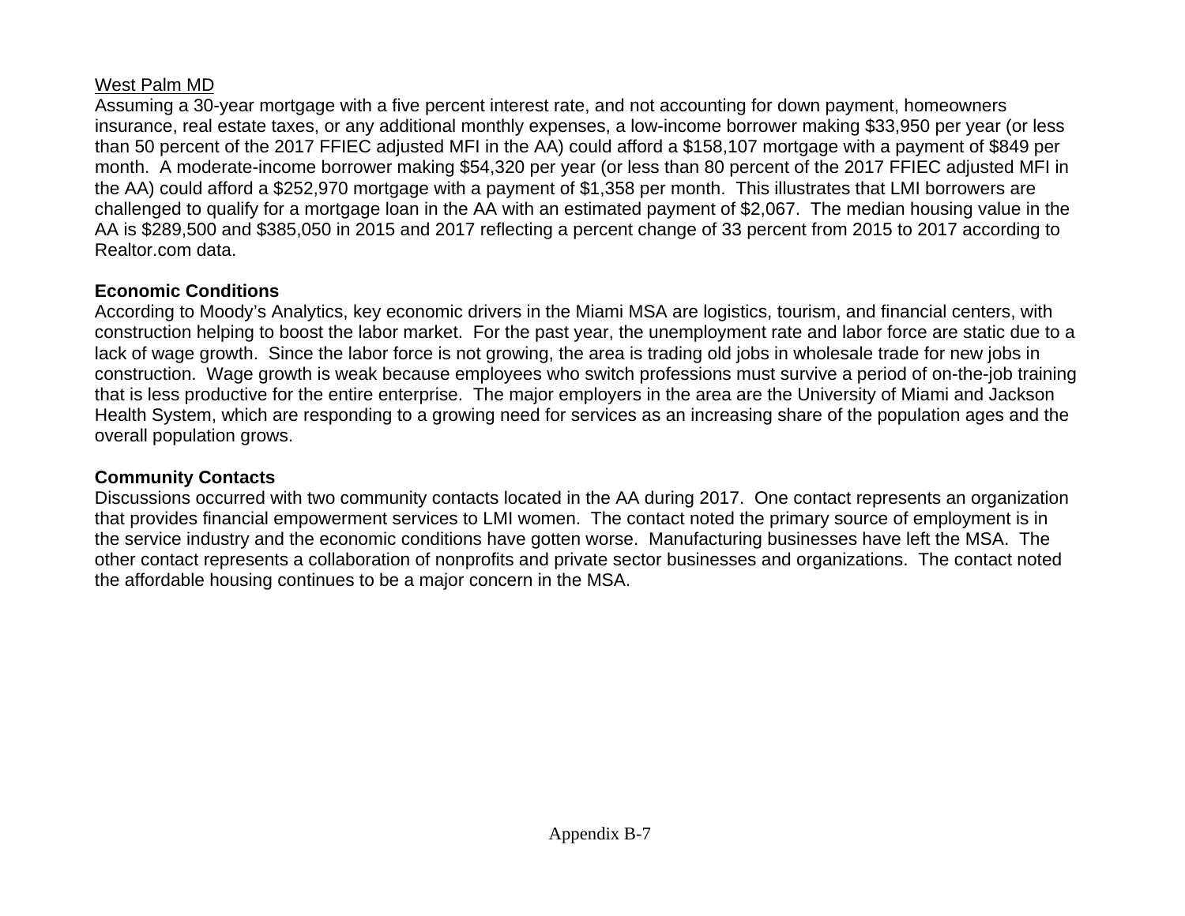<u>West Palm MD</u>

Assuming a 30-year mortgage with a five percent interest rate, and not accounting for down payment, homeowners insurance, real estate taxes, or any additional monthly expenses, a low-income borrower making $33,950 per year (or less than 50 percent of the 2017 FFIEC adjusted MFI in the AA) could afford a $158,107 mortgage with a payment of $849 per month. A moderate-income borrower making $54,320 per year (or less than 80 percent of the 2017 FFIEC adjusted MFI in the AA) could afford a $252,970 mortgage with a payment of $1,358 per month. This illustrates that LMI borrowers are challenged to qualify for a mortgage loan in the AA with an estimated payment of $2,067. The median housing value in the AA is $289,500 and $385,050 in 2015 and 2017 reflecting a percent change of 33 percent from 2015 to 2017 according to Realtor.com data.

**Economic Conditions**

According to Moody's Analytics, key economic drivers in the Miami MSA are logistics, tourism, and financial centers, with construction helping to boost the labor market. For the past year, the unemployment rate and labor force are static due to a lack of wage growth. Since the labor force is not growing, the area is trading old jobs in wholesale trade for new jobs in construction. Wage growth is weak because employees who switch professions must survive a period of on-the-job training that is less productive for the entire enterprise. The major employers in the area are the University of Miami and Jackson Health System, which are responding to a growing need for services as an increasing share of the population ages and the overall population grows.

**Community Contacts**

Discussions occurred with two community contacts located in the AA during 2017. One contact represents an organization that provides financial empowerment services to LMI women. The contact noted the primary source of employment is in the service industry and the economic conditions have gotten worse. Manufacturing businesses have left the MSA. The other contact represents a collaboration of nonprofits and private sector businesses and organizations. The contact noted the affordable housing continues to be a major concern in the MSA.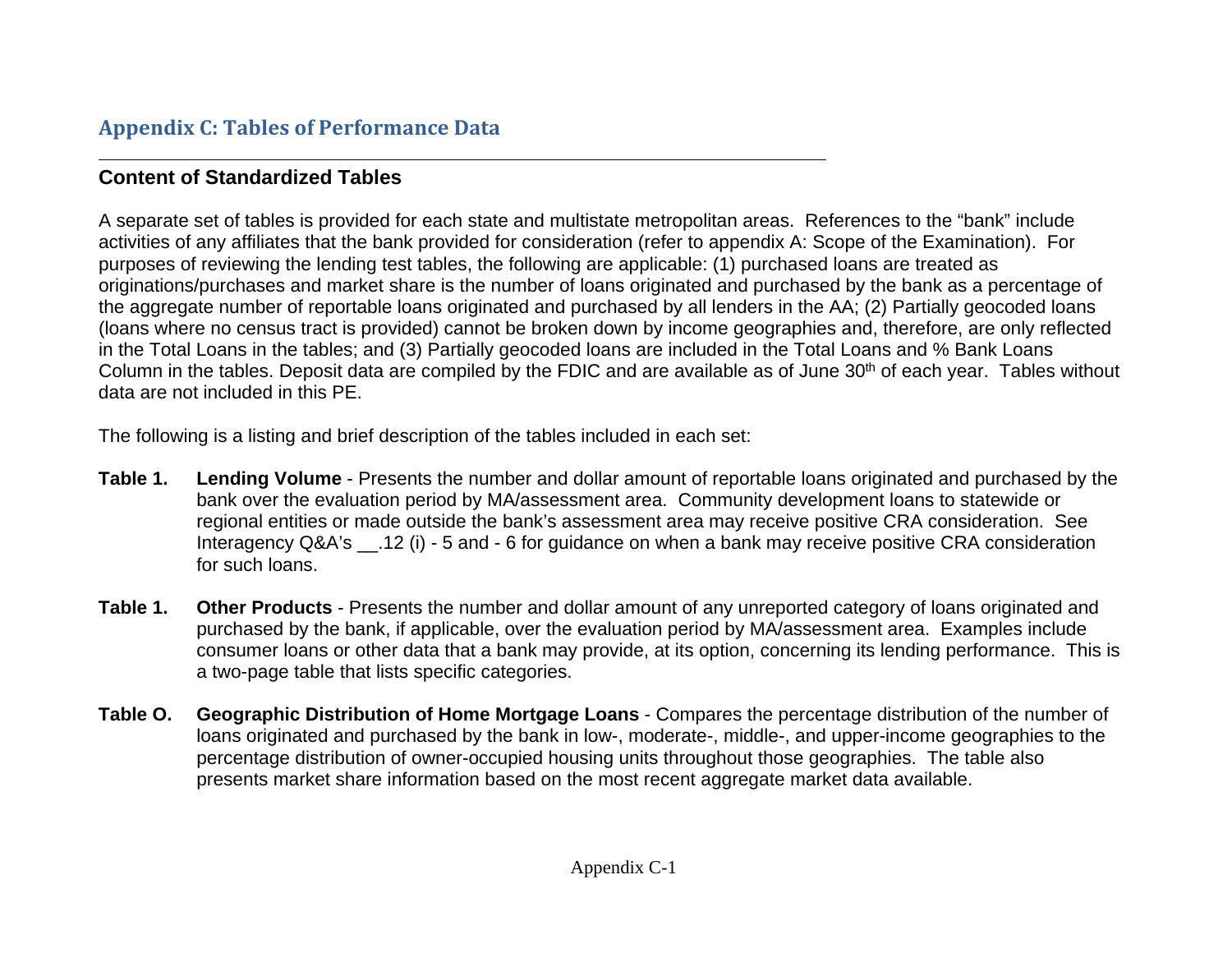## Appendix C: Tables of Performance Data

### Content of Standardized Tables

A separate set of tables is provided for each state and multistate metropolitan areas. References to the "bank" include activities of any affiliates that the bank provided for consideration (refer to appendix A: Scope of the Examination). For purposes of reviewing the lending test tables, the following are applicable: (1) purchased loans are treated as originations/purchases and market share is the number of loans originated and purchased by the bank as a percentage of the aggregate number of reportable loans originated and purchased by all lenders in the AA; (2) Partially geocoded loans (loans where no census tract is provided) cannot be broken down by income geographies and, therefore, are only reflected in the Total Loans in the tables; and (3) Partially geocoded loans are included in the Total Loans and % Bank Loans Column in the tables. Deposit data are compiled by the FDIC and are available as of June 30th of each year. Tables without data are not included in this PE.

The following is a listing and brief description of the tables included in each set:

**Table 1. Lending Volume** - Presents the number and dollar amount of reportable loans originated and purchased by the bank over the evaluation period by MA/assessment area. Community development loans to statewide or regional entities or made outside the bank's assessment area may receive positive CRA consideration. See Interagency Q&A's __.12 (i) - 5 and - 6 for guidance on when a bank may receive positive CRA consideration for such loans.

**Table 1. Other Products** - Presents the number and dollar amount of any unreported category of loans originated and purchased by the bank, if applicable, over the evaluation period by MA/assessment area. Examples include consumer loans or other data that a bank may provide, at its option, concerning its lending performance. This is a two-page table that lists specific categories.

**Table O. Geographic Distribution of Home Mortgage Loans** - Compares the percentage distribution of the number of loans originated and purchased by the bank in low-, moderate-, middle-, and upper-income geographies to the percentage distribution of owner-occupied housing units throughout those geographies. The table also presents market share information based on the most recent aggregate market data available.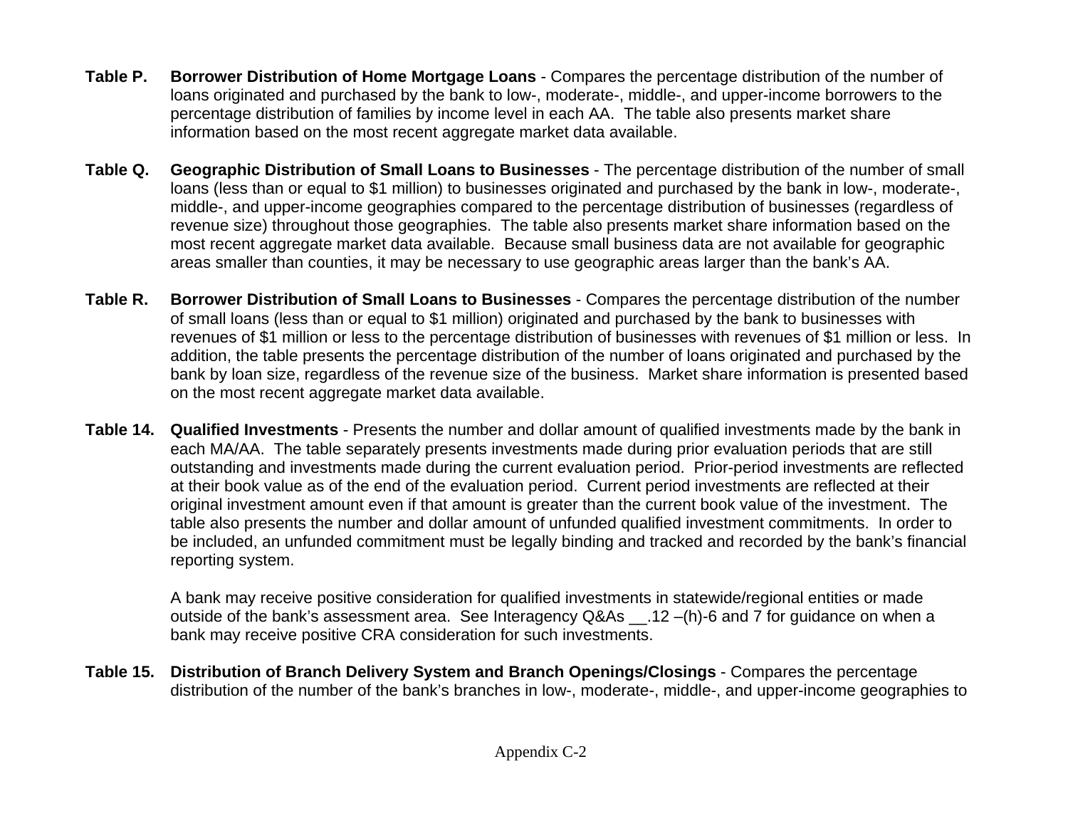**Table P. Borrower Distribution of Home Mortgage Loans** - Compares the percentage distribution of the number of loans originated and purchased by the bank to low-, moderate-, middle-, and upper-income borrowers to the percentage distribution of families by income level in each AA. The table also presents market share information based on the most recent aggregate market data available.

**Table Q. Geographic Distribution of Small Loans to Businesses** - The percentage distribution of the number of small loans (less than or equal to $1 million) to businesses originated and purchased by the bank in low-, moderate-, middle-, and upper-income geographies compared to the percentage distribution of businesses (regardless of revenue size) throughout those geographies. The table also presents market share information based on the most recent aggregate market data available. Because small business data are not available for geographic areas smaller than counties, it may be necessary to use geographic areas larger than the bank's AA.

**Table R. Borrower Distribution of Small Loans to Businesses** - Compares the percentage distribution of the number of small loans (less than or equal to $1 million) originated and purchased by the bank to businesses with revenues of $1 million or less to the percentage distribution of businesses with revenues of $1 million or less. In addition, the table presents the percentage distribution of the number of loans originated and purchased by the bank by loan size, regardless of the revenue size of the business. Market share information is presented based on the most recent aggregate market data available.

**Table 14. Qualified Investments** - Presents the number and dollar amount of qualified investments made by the bank in each MA/AA. The table separately presents investments made during prior evaluation periods that are still outstanding and investments made during the current evaluation period. Prior-period investments are reflected at their book value as of the end of the evaluation period. Current period investments are reflected at their original investment amount even if that amount is greater than the current book value of the investment. The table also presents the number and dollar amount of unfunded qualified investment commitments. In order to be included, an unfunded commitment must be legally binding and tracked and recorded by the bank's financial reporting system.

A bank may receive positive consideration for qualified investments in statewide/regional entities or made outside of the bank's assessment area. See Interagency Q&As __.12 –(h)-6 and 7 for guidance on when a bank may receive positive CRA consideration for such investments.

**Table 15. Distribution of Branch Delivery System and Branch Openings/Closings** - Compares the percentage distribution of the number of the bank's branches in low-, moderate-, middle-, and upper-income geographies to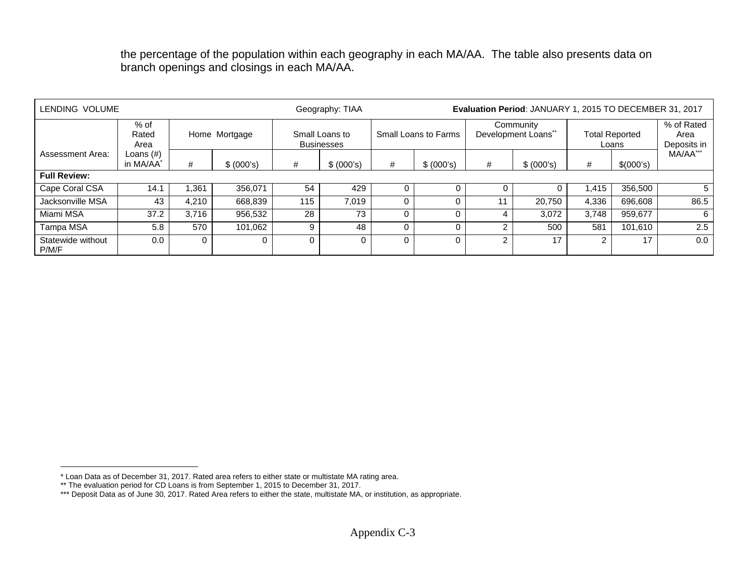the percentage of the population within each geography in each MA/AA. The table also presents data on branch openings and closings in each MA/AA.

| LENDING VOLUME | | | | Geography: TIAA | | | | **Evaluation Period**: JANUARY 1, 2015 TO DECEMBER 31, 2017 | | | | |
|---|---|---|---|---|---|---|---|---|---|---|---|---|
| Assessment Area: | % of Rated Area Loans (#) in MA/AA* | Home Mortgage | | Small Loans to Businesses | | Small Loans to Farms | | Community Development Loans** | | Total Reported Loans | | % of Rated Area Deposits in MA/AA*** |
| | | # | $ (000's) | # | $ (000's) | # | $ (000's) | # | $ (000's) | # | $(000's) | |
| **Full Review:** | | | | | | | | | | | | |
| Cape Coral CSA | 14.1 | 1,361 | 356,071 | 54 | 429 | 0 | 0 | 0 | 0 | 1,415 | 356,500 | 5 |
| Jacksonville MSA | 43 | 4,210 | 668,839 | 115 | 7,019 | 0 | 0 | 11 | 20,750 | 4,336 | 696,608 | 86.5 |
| Miami MSA | 37.2 | 3,716 | 956,532 | 28 | 73 | 0 | 0 | 4 | 3,072 | 3,748 | 959,677 | 6 |
| Tampa MSA | 5.8 | 570 | 101,062 | 9 | 48 | 0 | 0 | 2 | 500 | 581 | 101,610 | 2.5 |
| Statewide without P/M/F | 0.0 | 0 | 0 | 0 | 0 | 0 | 0 | 2 | 17 | 2 | 17 | 0.0 |

* Loan Data as of December 31, 2017. Rated area refers to either state or multistate MA rating area.
** The evaluation period for CD Loans is from September 1, 2015 to December 31, 2017.
*** Deposit Data as of June 30, 2017. Rated Area refers to either the state, multistate MA, or institution, as appropriate.

Appendix C-3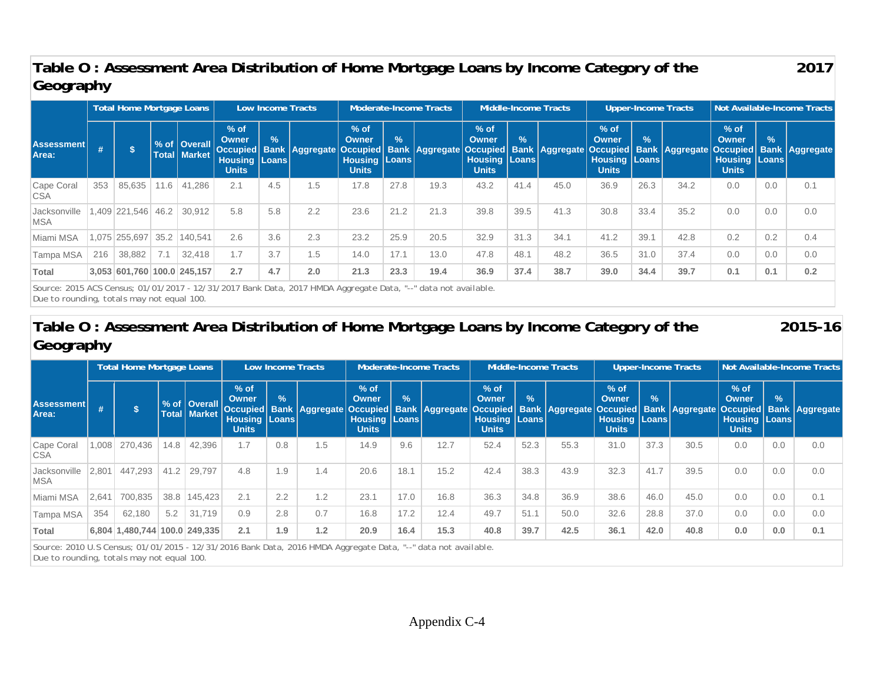## Table O : Assessment Area Distribution of Home Mortgage Loans by Income Category of the Geography — 2017

| Assessment Area: | Total Home Mortgage Loans | | | | Low Income Tracts | | | Moderate-Income Tracts | | | Middle-Income Tracts | | | Upper-Income Tracts | | | Not Available-Income Tracts | | |
|---|---|---|---|---|---|---|---|---|---|---|---|---|---|---|---|---|---|---|---|
| | # | $ | % of Total | Overall Market | % of Owner Occupied Housing Units | % Bank Loans | Aggregate | % of Owner Occupied Housing Units | % Bank Loans | Aggregate | % of Owner Occupied Housing Units | % Bank Loans | Aggregate | % of Owner Occupied Housing Units | % Bank Loans | Aggregate | % of Owner Occupied Housing Units | % Bank Loans | Aggregate |
| Cape Coral CSA | 353 | 85,635 | 11.6 | 41,286 | 2.1 | 4.5 | 1.5 | 17.8 | 27.8 | 19.3 | 43.2 | 41.4 | 45.0 | 36.9 | 26.3 | 34.2 | 0.0 | 0.0 | 0.1 |
| Jacksonville MSA | 1,409 | 221,546 | 46.2 | 30,912 | 5.8 | 5.8 | 2.2 | 23.6 | 21.2 | 21.3 | 39.8 | 39.5 | 41.3 | 30.8 | 33.4 | 35.2 | 0.0 | 0.0 | 0.0 |
| Miami MSA | 1,075 | 255,697 | 35.2 | 140,541 | 2.6 | 3.6 | 2.3 | 23.2 | 25.9 | 20.5 | 32.9 | 31.3 | 34.1 | 41.2 | 39.1 | 42.8 | 0.2 | 0.2 | 0.4 |
| Tampa MSA | 216 | 38,882 | 7.1 | 32,418 | 1.7 | 3.7 | 1.5 | 14.0 | 17.1 | 13.0 | 47.8 | 48.1 | 48.2 | 36.5 | 31.0 | 37.4 | 0.0 | 0.0 | 0.0 |
| **Total** | **3,053** | **601,760** | **100.0** | **245,157** | **2.7** | **4.7** | **2.0** | **21.3** | **23.3** | **19.4** | **36.9** | **37.4** | **38.7** | **39.0** | **34.4** | **39.7** | **0.1** | **0.1** | **0.2** |

Source: 2015 ACS Census; 01/01/2017 - 12/31/2017 Bank Data, 2017 HMDA Aggregate Data, "--" data not available.
Due to rounding, totals may not equal 100.

## Table O : Assessment Area Distribution of Home Mortgage Loans by Income Category of the Geography — 2015-16

| Assessment Area: | Total Home Mortgage Loans | | | | Low Income Tracts | | | Moderate-Income Tracts | | | Middle-Income Tracts | | | Upper-Income Tracts | | | Not Available-Income Tracts | | |
|---|---|---|---|---|---|---|---|---|---|---|---|---|---|---|---|---|---|---|---|
| | # | $ | % of Total | Overall Market | % of Owner Occupied Housing Units | % Bank Loans | Aggregate | % of Owner Occupied Housing Units | % Bank Loans | Aggregate | % of Owner Occupied Housing Units | % Bank Loans | Aggregate | % of Owner Occupied Housing Units | % Bank Loans | Aggregate | % of Owner Occupied Housing Units | % Bank Loans | Aggregate |
| Cape Coral CSA | 1,008 | 270,436 | 14.8 | 42,396 | 1.7 | 0.8 | 1.5 | 14.9 | 9.6 | 12.7 | 52.4 | 52.3 | 55.3 | 31.0 | 37.3 | 30.5 | 0.0 | 0.0 | 0.0 |
| Jacksonville MSA | 2,801 | 447,293 | 41.2 | 29,797 | 4.8 | 1.9 | 1.4 | 20.6 | 18.1 | 15.2 | 42.4 | 38.3 | 43.9 | 32.3 | 41.7 | 39.5 | 0.0 | 0.0 | 0.0 |
| Miami MSA | 2,641 | 700,835 | 38.8 | 145,423 | 2.1 | 2.2 | 1.2 | 23.1 | 17.0 | 16.8 | 36.3 | 34.8 | 36.9 | 38.6 | 46.0 | 45.0 | 0.0 | 0.0 | 0.1 |
| Tampa MSA | 354 | 62,180 | 5.2 | 31,719 | 0.9 | 2.8 | 0.7 | 16.8 | 17.2 | 12.4 | 49.7 | 51.1 | 50.0 | 32.6 | 28.8 | 37.0 | 0.0 | 0.0 | 0.0 |
| **Total** | **6,804** | **1,480,744** | **100.0** | **249,335** | **2.1** | **1.9** | **1.2** | **20.9** | **16.4** | **15.3** | **40.8** | **39.7** | **42.5** | **36.1** | **42.0** | **40.8** | **0.0** | **0.0** | **0.1** |

Source: 2010 U.S Census; 01/01/2015 - 12/31/2016 Bank Data, 2016 HMDA Aggregate Data, "--" data not available.
Due to rounding, totals may not equal 100.

Appendix C-4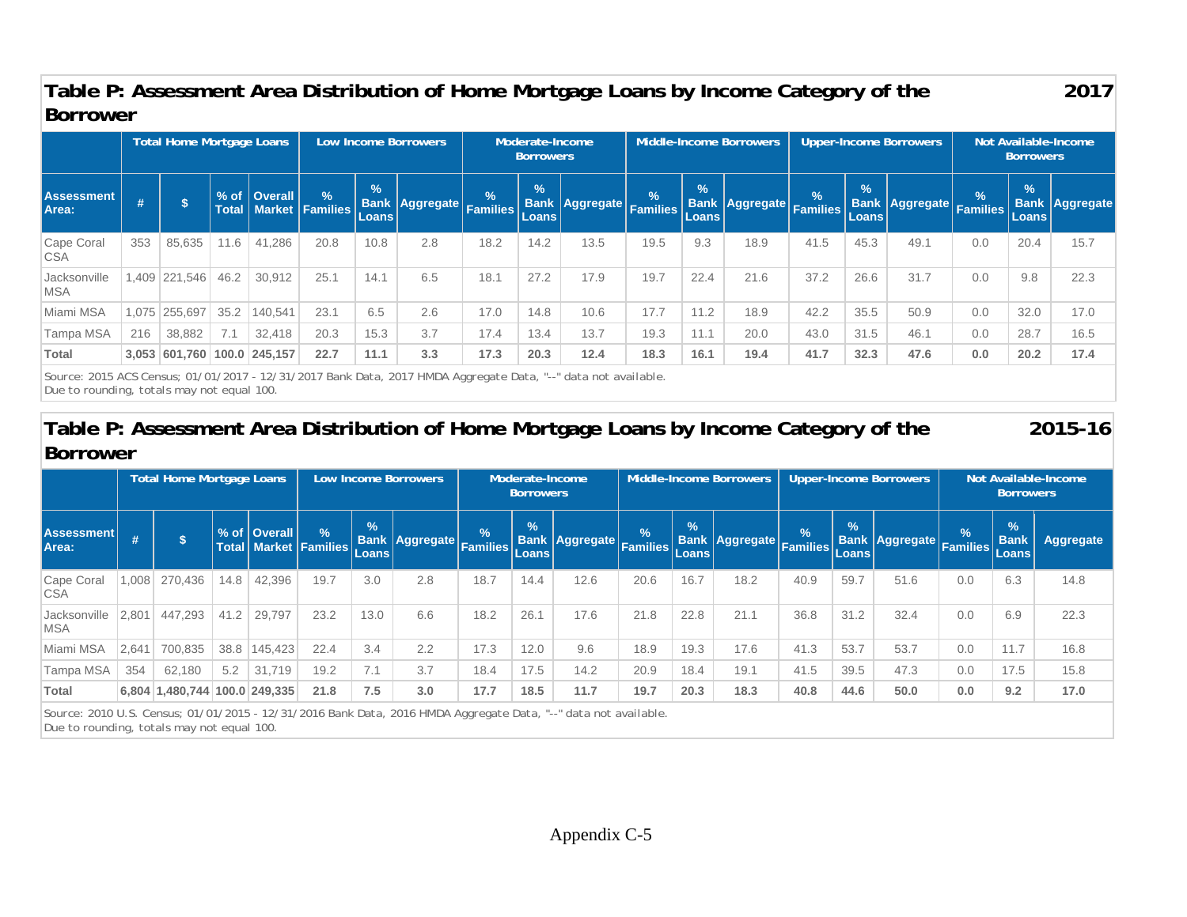## Table P: Assessment Area Distribution of Home Mortgage Loans by Income Category of the Borrower — 2017

| | Total Home Mortgage Loans | | | | Low Income Borrowers | | | Moderate-Income Borrowers | | | Middle-Income Borrowers | | | Upper-Income Borrowers | | | Not Available-Income Borrowers | | |
|---|---|---|---|---|---|---|---|---|---|---|---|---|---|---|---|---|---|---|---|
| Assessment Area: | # | $ | % of Total | Overall Market | % Families | % Bank Loans | Aggregate | % Families | % Bank Loans | Aggregate | % Families | % Bank Loans | Aggregate | % Families | % Bank Loans | Aggregate | % Families | % Bank Loans | Aggregate |
| Cape Coral CSA | 353 | 85,635 | 11.6 | 41,286 | 20.8 | 10.8 | 2.8 | 18.2 | 14.2 | 13.5 | 19.5 | 9.3 | 18.9 | 41.5 | 45.3 | 49.1 | 0.0 | 20.4 | 15.7 |
| Jacksonville MSA | 1,409 | 221,546 | 46.2 | 30,912 | 25.1 | 14.1 | 6.5 | 18.1 | 27.2 | 17.9 | 19.7 | 22.4 | 21.6 | 37.2 | 26.6 | 31.7 | 0.0 | 9.8 | 22.3 |
| Miami MSA | 1,075 | 255,697 | 35.2 | 140,541 | 23.1 | 6.5 | 2.6 | 17.0 | 14.8 | 10.6 | 17.7 | 11.2 | 18.9 | 42.2 | 35.5 | 50.9 | 0.0 | 32.0 | 17.0 |
| Tampa MSA | 216 | 38,882 | 7.1 | 32,418 | 20.3 | 15.3 | 3.7 | 17.4 | 13.4 | 13.7 | 19.3 | 11.1 | 20.0 | 43.0 | 31.5 | 46.1 | 0.0 | 28.7 | 16.5 |
| **Total** | **3,053** | **601,760** | **100.0** | **245,157** | **22.7** | **11.1** | **3.3** | **17.3** | **20.3** | **12.4** | **18.3** | **16.1** | **19.4** | **41.7** | **32.3** | **47.6** | **0.0** | **20.2** | **17.4** |

Source: 2015 ACS Census; 01/01/2017 - 12/31/2017 Bank Data, 2017 HMDA Aggregate Data, "--" data not available.
Due to rounding, totals may not equal 100.

## Table P: Assessment Area Distribution of Home Mortgage Loans by Income Category of the Borrower — 2015-16

| | Total Home Mortgage Loans | | | | Low Income Borrowers | | | Moderate-Income Borrowers | | | Middle-Income Borrowers | | | Upper-Income Borrowers | | | Not Available-Income Borrowers | | |
|---|---|---|---|---|---|---|---|---|---|---|---|---|---|---|---|---|---|---|---|
| Assessment Area: | # | $ | % of Total | Overall Market | % Families | % Bank Loans | Aggregate | % Families | % Bank Loans | Aggregate | % Families | % Bank Loans | Aggregate | % Families | % Bank Loans | Aggregate | % Families | % Bank Loans | Aggregate |
| Cape Coral CSA | 1,008 | 270,436 | 14.8 | 42,396 | 19.7 | 3.0 | 2.8 | 18.7 | 14.4 | 12.6 | 20.6 | 16.7 | 18.2 | 40.9 | 59.7 | 51.6 | 0.0 | 6.3 | 14.8 |
| Jacksonville MSA | 2,801 | 447,293 | 41.2 | 29,797 | 23.2 | 13.0 | 6.6 | 18.2 | 26.1 | 17.6 | 21.8 | 22.8 | 21.1 | 36.8 | 31.2 | 32.4 | 0.0 | 6.9 | 22.3 |
| Miami MSA | 2,641 | 700,835 | 38.8 | 145,423 | 22.4 | 3.4 | 2.2 | 17.3 | 12.0 | 9.6 | 18.9 | 19.3 | 17.6 | 41.3 | 53.7 | 53.7 | 0.0 | 11.7 | 16.8 |
| Tampa MSA | 354 | 62,180 | 5.2 | 31,719 | 19.2 | 7.1 | 3.7 | 18.4 | 17.5 | 14.2 | 20.9 | 18.4 | 19.1 | 41.5 | 39.5 | 47.3 | 0.0 | 17.5 | 15.8 |
| **Total** | **6,804** | **1,480,744** | **100.0** | **249,335** | **21.8** | **7.5** | **3.0** | **17.7** | **18.5** | **11.7** | **19.7** | **20.3** | **18.3** | **40.8** | **44.6** | **50.0** | **0.0** | **9.2** | **17.0** |

Source: 2010 U.S. Census; 01/01/2015 - 12/31/2016 Bank Data, 2016 HMDA Aggregate Data, "--" data not available.
Due to rounding, totals may not equal 100.

Appendix C-5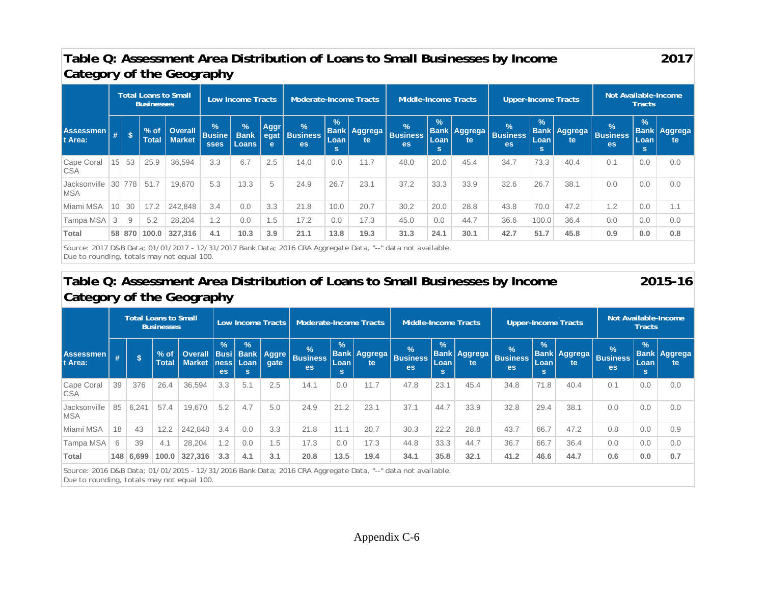## Table Q: Assessment Area Distribution of Loans to Small Businesses by Income Category of the Geography — 2017

| Assessment Area: | Total Loans to Small Businesses | | | | Low Income Tracts | | | Moderate-Income Tracts | | | Middle-Income Tracts | | | Upper-Income Tracts | | | Not Available-Income Tracts | | |
|---|---|---|---|---|---|---|---|---|---|---|---|---|---|---|---|---|---|---|---|
| | # | $ | % of Total | Overall Market | % Businesses | % Bank Loans | Aggregate | % Businesses | % Bank Loans | Aggregate | % Businesses | % Bank Loans | Aggregate | % Businesses | % Bank Loans | Aggregate | % Businesses | % Bank Loans | Aggregate |
| Cape Coral CSA | 15 | 53 | 25.9 | 36,594 | 3.3 | 6.7 | 2.5 | 14.0 | 0.0 | 11.7 | 48.0 | 20.0 | 45.4 | 34.7 | 73.3 | 40.4 | 0.1 | 0.0 | 0.0 |
| Jacksonville MSA | 30 | 778 | 51.7 | 19,670 | 5.3 | 13.3 | 5 | 24.9 | 26.7 | 23.1 | 37.2 | 33.3 | 33.9 | 32.6 | 26.7 | 38.1 | 0.0 | 0.0 | 0.0 |
| Miami MSA | 10 | 30 | 17.2 | 242,848 | 3.4 | 0.0 | 3.3 | 21.8 | 10.0 | 20.7 | 30.2 | 20.0 | 28.8 | 43.8 | 70.0 | 47.2 | 1.2 | 0.0 | 1.1 |
| Tampa MSA | 3 | 9 | 5.2 | 28,204 | 1.2 | 0.0 | 1.5 | 17.2 | 0.0 | 17.3 | 45.0 | 0.0 | 44.7 | 36.6 | 100.0 | 36.4 | 0.0 | 0.0 | 0.0 |
| **Total** | **58** | **870** | **100.0** | **327,316** | **4.1** | **10.3** | **3.9** | **21.1** | **13.8** | **19.3** | **31.3** | **24.1** | **30.1** | **42.7** | **51.7** | **45.8** | **0.9** | **0.0** | **0.8** |

Source: 2017 D&B Data; 01/01/2017 - 12/31/2017 Bank Data; 2016 CRA Aggregate Data, "--" data not available.
Due to rounding, totals may not equal 100.

## Table Q: Assessment Area Distribution of Loans to Small Businesses by Income Category of the Geography — 2015-16

| Assessment Area: | Total Loans to Small Businesses | | | | Low Income Tracts | | | Moderate-Income Tracts | | | Middle-Income Tracts | | | Upper-Income Tracts | | | Not Available-Income Tracts | | |
|---|---|---|---|---|---|---|---|---|---|---|---|---|---|---|---|---|---|---|---|
| | # | $ | % of Total | Overall Market | % Businesses | % Bank Loans | Aggregate | % Businesses | % Bank Loans | Aggregate | % Businesses | % Bank Loans | Aggregate | % Businesses | % Bank Loans | Aggregate | % Businesses | % Bank Loans | Aggregate |
| Cape Coral CSA | 39 | 376 | 26.4 | 36,594 | 3.3 | 5.1 | 2.5 | 14.1 | 0.0 | 11.7 | 47.8 | 23.1 | 45.4 | 34.8 | 71.8 | 40.4 | 0.1 | 0.0 | 0.0 |
| Jacksonville MSA | 85 | 6,241 | 57.4 | 19,670 | 5.2 | 4.7 | 5.0 | 24.9 | 21.2 | 23.1 | 37.1 | 44.7 | 33.9 | 32.8 | 29.4 | 38.1 | 0.0 | 0.0 | 0.0 |
| Miami MSA | 18 | 43 | 12.2 | 242,848 | 3.4 | 0.0 | 3.3 | 21.8 | 11.1 | 20.7 | 30.3 | 22.2 | 28.8 | 43.7 | 66.7 | 47.2 | 0.8 | 0.0 | 0.9 |
| Tampa MSA | 6 | 39 | 4.1 | 28,204 | 1.2 | 0.0 | 1.5 | 17.3 | 0.0 | 17.3 | 44.8 | 33.3 | 44.7 | 36.7 | 66.7 | 36.4 | 0.0 | 0.0 | 0.0 |
| **Total** | **148** | **6,699** | **100.0** | **327,316** | **3.3** | **4.1** | **3.1** | **20.8** | **13.5** | **19.4** | **34.1** | **35.8** | **32.1** | **41.2** | **46.6** | **44.7** | **0.6** | **0.0** | **0.7** |

Source: 2016 D&B Data; 01/01/2015 - 12/31/2016 Bank Data; 2016 CRA Aggregate Data, "--" data not available.
Due to rounding, totals may not equal 100.

Appendix C-6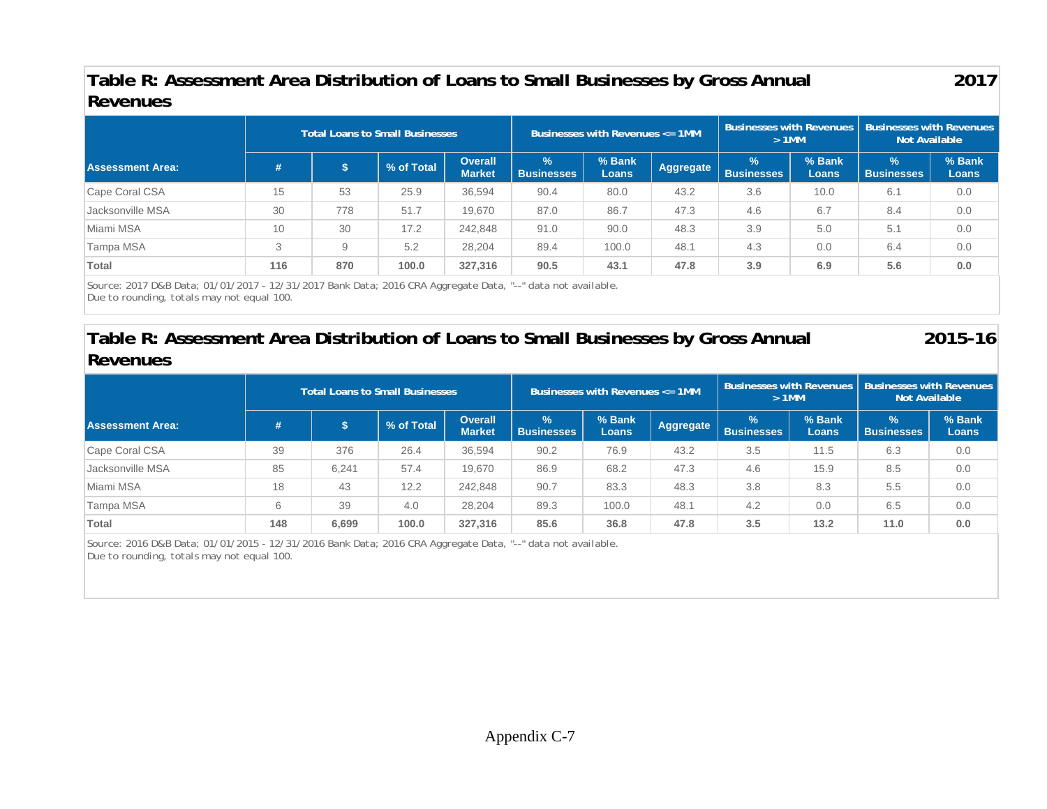## Table R: Assessment Area Distribution of Loans to Small Businesses by Gross Annual Revenues — 2017

| Assessment Area: | Total Loans to Small Businesses | | | | Businesses with Revenues <= 1MM | | | Businesses with Revenues > 1MM | | Businesses with Revenues Not Available | |
|---|---|---|---|---|---|---|---|---|---|---|---|
| | # | $ | % of Total | Overall Market | % Businesses | % Bank Loans | Aggregate | % Businesses | % Bank Loans | % Businesses | % Bank Loans |
| Cape Coral CSA | 15 | 53 | 25.9 | 36,594 | 90.4 | 80.0 | 43.2 | 3.6 | 10.0 | 6.1 | 0.0 |
| Jacksonville MSA | 30 | 778 | 51.7 | 19,670 | 87.0 | 86.7 | 47.3 | 4.6 | 6.7 | 8.4 | 0.0 |
| Miami MSA | 10 | 30 | 17.2 | 242,848 | 91.0 | 90.0 | 48.3 | 3.9 | 5.0 | 5.1 | 0.0 |
| Tampa MSA | 3 | 9 | 5.2 | 28,204 | 89.4 | 100.0 | 48.1 | 4.3 | 0.0 | 6.4 | 0.0 |
| **Total** | **116** | **870** | **100.0** | **327,316** | **90.5** | **43.1** | **47.8** | **3.9** | **6.9** | **5.6** | **0.0** |

Source: 2017 D&B Data; 01/01/2017 - 12/31/2017 Bank Data; 2016 CRA Aggregate Data, "--" data not available.
Due to rounding, totals may not equal 100.

## Table R: Assessment Area Distribution of Loans to Small Businesses by Gross Annual Revenues — 2015-16

| Assessment Area: | Total Loans to Small Businesses | | | | Businesses with Revenues <= 1MM | | | Businesses with Revenues > 1MM | | Businesses with Revenues Not Available | |
|---|---|---|---|---|---|---|---|---|---|---|---|
| | # | $ | % of Total | Overall Market | % Businesses | % Bank Loans | Aggregate | % Businesses | % Bank Loans | % Businesses | % Bank Loans |
| Cape Coral CSA | 39 | 376 | 26.4 | 36,594 | 90.2 | 76.9 | 43.2 | 3.5 | 11.5 | 6.3 | 0.0 |
| Jacksonville MSA | 85 | 6,241 | 57.4 | 19,670 | 86.9 | 68.2 | 47.3 | 4.6 | 15.9 | 8.5 | 0.0 |
| Miami MSA | 18 | 43 | 12.2 | 242,848 | 90.7 | 83.3 | 48.3 | 3.8 | 8.3 | 5.5 | 0.0 |
| Tampa MSA | 6 | 39 | 4.0 | 28,204 | 89.3 | 100.0 | 48.1 | 4.2 | 0.0 | 6.5 | 0.0 |
| **Total** | **148** | **6,699** | **100.0** | **327,316** | **85.6** | **36.8** | **47.8** | **3.5** | **13.2** | **11.0** | **0.0** |

Source: 2016 D&B Data; 01/01/2015 - 12/31/2016 Bank Data; 2016 CRA Aggregate Data, "--" data not available.
Due to rounding, totals may not equal 100.

Appendix C-7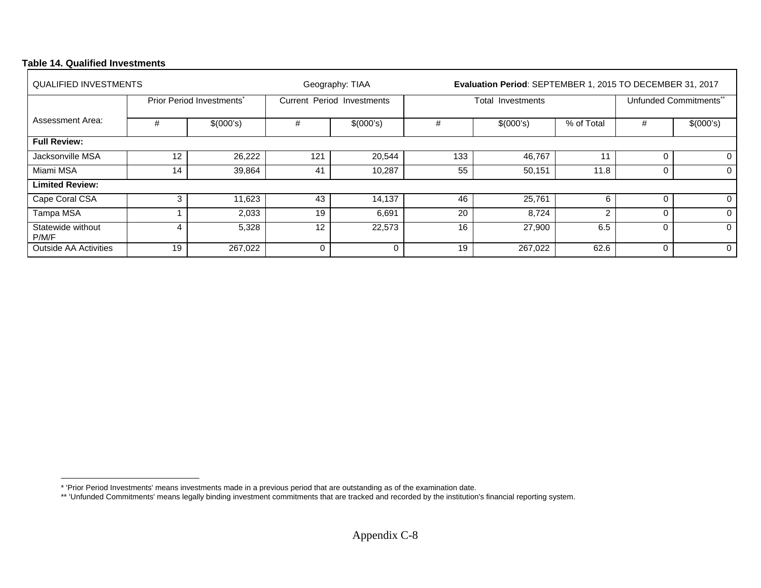**Table 14. Qualified Investments**

| QUALIFIED INVESTMENTS | | | Geography: TIAA | | **Evaluation Period**: SEPTEMBER 1, 2015 TO DECEMBER 31, 2017 | | | | |
|---|---|---|---|---|---|---|---|---|---|
| | Prior Period Investments* | | Current Period Investments | | Total Investments | | | Unfunded Commitments** | |
| Assessment Area: | # | $(000's) | # | $(000's) | # | $(000's) | % of Total | # | $(000's) |
| **Full Review:** | | | | | | | | | |
| Jacksonville MSA | 12 | 26,222 | 121 | 20,544 | 133 | 46,767 | 11 | 0 | 0 |
| Miami MSA | 14 | 39,864 | 41 | 10,287 | 55 | 50,151 | 11.8 | 0 | 0 |
| **Limited Review:** | | | | | | | | | |
| Cape Coral CSA | 3 | 11,623 | 43 | 14,137 | 46 | 25,761 | 6 | 0 | 0 |
| Tampa MSA | 1 | 2,033 | 19 | 6,691 | 20 | 8,724 | 2 | 0 | 0 |
| Statewide without P/M/F | 4 | 5,328 | 12 | 22,573 | 16 | 27,900 | 6.5 | 0 | 0 |
| Outside AA Activities | 19 | 267,022 | 0 | 0 | 19 | 267,022 | 62.6 | 0 | 0 |

* 'Prior Period Investments' means investments made in a previous period that are outstanding as of the examination date.

** 'Unfunded Commitments' means legally binding investment commitments that are tracked and recorded by the institution's financial reporting system.

Appendix C-8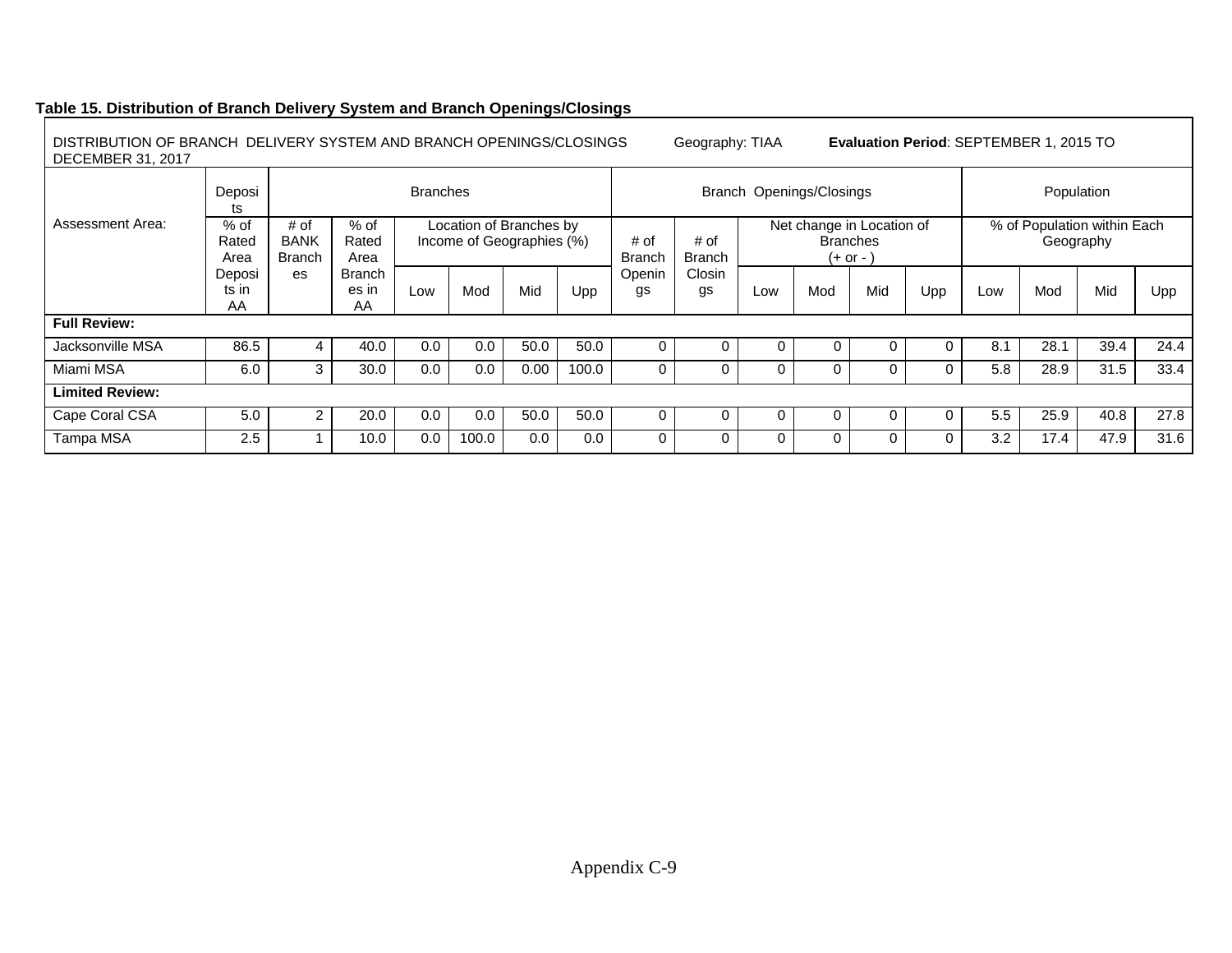**Table 15. Distribution of Branch Delivery System and Branch Openings/Closings**

DISTRIBUTION OF BRANCH DELIVERY SYSTEM AND BRANCH OPENINGS/CLOSINGS Geography: TIAA **Evaluation Period**: SEPTEMBER 1, 2015 TO DECEMBER 31, 2017

| Assessment Area: | Deposits | Branches | | | | | | | Branch Openings/Closings | | | | | | Population | | | |
|---|---|---|---|---|---|---|---|---|---|---|---|---|---|---|---|---|---|---|
| | % of Rated Area Deposits in AA | # of BANK Branches | % of Rated Area Branches in AA | Location of Branches by Income of Geographies (%) | | | | # of Branch Openings | # of Branch Closings | Net change in Location of Branches (+ or - ) | | | | % of Population within Each Geography | | | |
| | | | | Low | Mod | Mid | Upp | | | Low | Mod | Mid | Upp | Low | Mod | Mid | Upp |
| **Full Review:** | | | | | | | | | | | | | | | | | |
| Jacksonville MSA | 86.5 | 4 | 40.0 | 0.0 | 0.0 | 50.0 | 50.0 | 0 | 0 | 0 | 0 | 0 | 0 | 8.1 | 28.1 | 39.4 | 24.4 |
| Miami MSA | 6.0 | 3 | 30.0 | 0.0 | 0.0 | 0.00 | 100.0 | 0 | 0 | 0 | 0 | 0 | 0 | 5.8 | 28.9 | 31.5 | 33.4 |
| **Limited Review:** | | | | | | | | | | | | | | | | | |
| Cape Coral CSA | 5.0 | 2 | 20.0 | 0.0 | 0.0 | 50.0 | 50.0 | 0 | 0 | 0 | 0 | 0 | 0 | 5.5 | 25.9 | 40.8 | 27.8 |
| Tampa MSA | 2.5 | 1 | 10.0 | 0.0 | 100.0 | 0.0 | 0.0 | 0 | 0 | 0 | 0 | 0 | 0 | 3.2 | 17.4 | 47.9 | 31.6 |

Appendix C-9